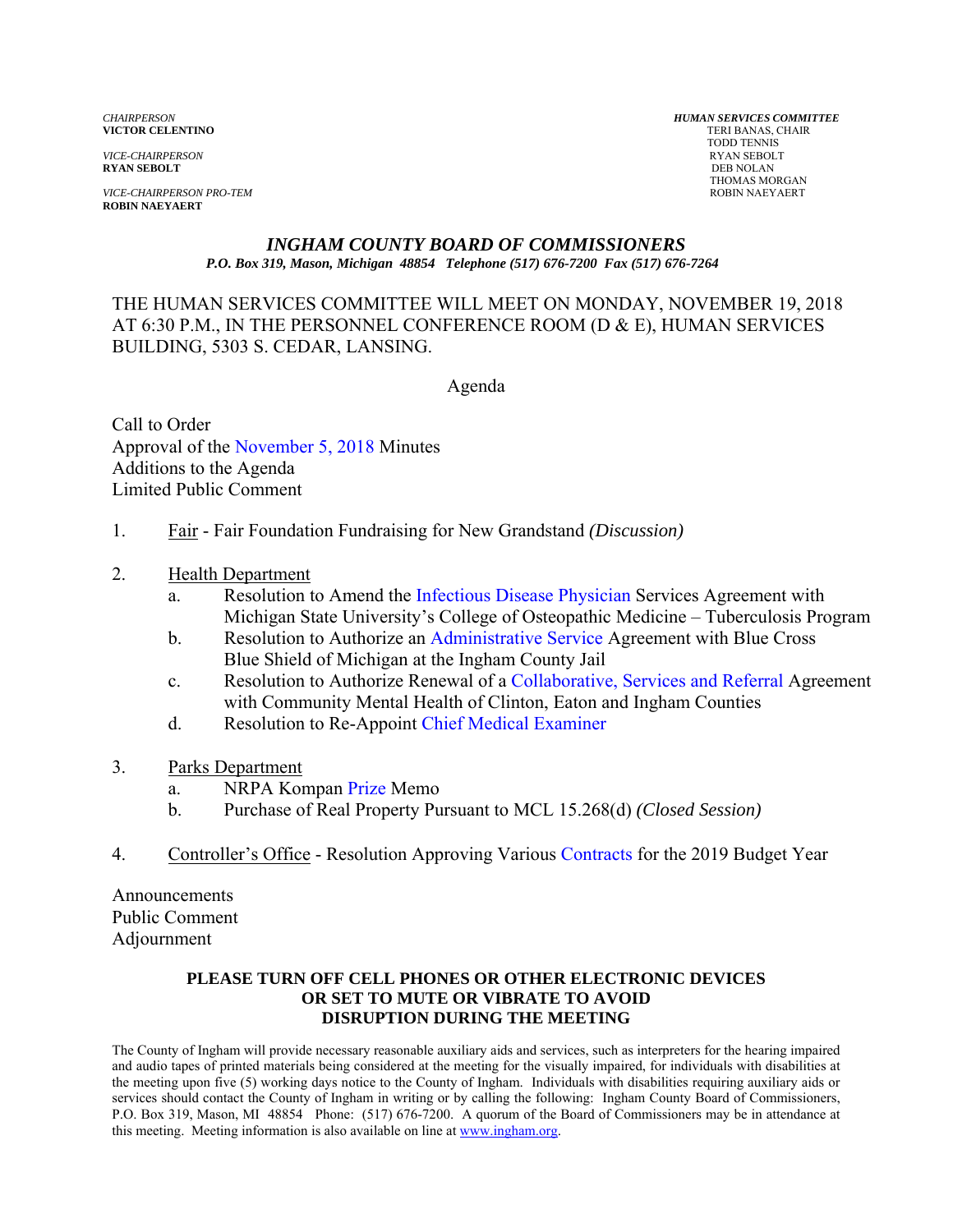*CHAIRPERSON*
**VICTOR CELENTINO**

*VICE-CHAIRPERSON*
**RYAN SEBOLT**

*VICE-CHAIRPERSON PRO-TEM*
**ROBIN NAEYAERT**

***HUMAN SERVICES COMMITTEE***
TERI BANAS, CHAIR
TODD TENNIS
RYAN SEBOLT
DEB NOLAN
THOMAS MORGAN
ROBIN NAEYAERT

## *INGHAM COUNTY BOARD OF COMMISSIONERS*

***P.O. Box 319, Mason, Michigan 48854 Telephone (517) 676-7200 Fax (517) 676-7264***

THE HUMAN SERVICES COMMITTEE WILL MEET ON MONDAY, NOVEMBER 19, 2018 AT 6:30 P.M., IN THE PERSONNEL CONFERENCE ROOM (D & E), HUMAN SERVICES BUILDING, 5303 S. CEDAR, LANSING.

Agenda

Call to Order
Approval of the November 5, 2018 Minutes
Additions to the Agenda
Limited Public Comment

1. Fair - Fair Foundation Fundraising for New Grandstand *(Discussion)*

2. Health Department
   a. Resolution to Amend the Infectious Disease Physician Services Agreement with Michigan State University's College of Osteopathic Medicine – Tuberculosis Program
   b. Resolution to Authorize an Administrative Service Agreement with Blue Cross Blue Shield of Michigan at the Ingham County Jail
   c. Resolution to Authorize Renewal of a Collaborative, Services and Referral Agreement with Community Mental Health of Clinton, Eaton and Ingham Counties
   d. Resolution to Re-Appoint Chief Medical Examiner

3. Parks Department
   a. NRPA Kompan Prize Memo
   b. Purchase of Real Property Pursuant to MCL 15.268(d) *(Closed Session)*

4. Controller's Office - Resolution Approving Various Contracts for the 2019 Budget Year

Announcements
Public Comment
Adjournment

**PLEASE TURN OFF CELL PHONES OR OTHER ELECTRONIC DEVICES OR SET TO MUTE OR VIBRATE TO AVOID DISRUPTION DURING THE MEETING**

The County of Ingham will provide necessary reasonable auxiliary aids and services, such as interpreters for the hearing impaired and audio tapes of printed materials being considered at the meeting for the visually impaired, for individuals with disabilities at the meeting upon five (5) working days notice to the County of Ingham. Individuals with disabilities requiring auxiliary aids or services should contact the County of Ingham in writing or by calling the following: Ingham County Board of Commissioners, P.O. Box 319, Mason, MI 48854 Phone: (517) 676-7200. A quorum of the Board of Commissioners may be in attendance at this meeting. Meeting information is also available on line at www.ingham.org.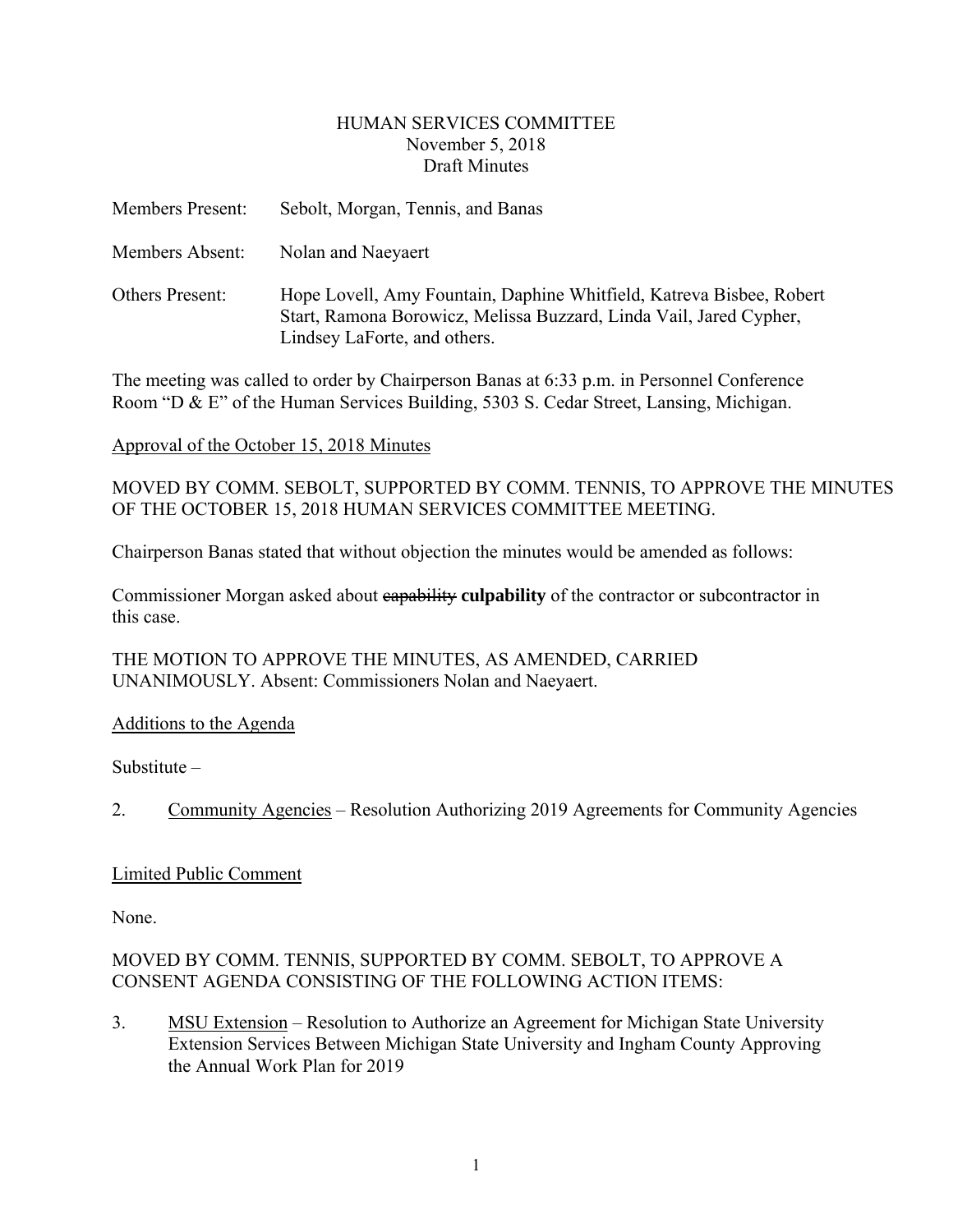HUMAN SERVICES COMMITTEE
November 5, 2018
Draft Minutes

Members Present: Sebolt, Morgan, Tennis, and Banas

Members Absent: Nolan and Naeyaert

Others Present: Hope Lovell, Amy Fountain, Daphine Whitfield, Katreva Bisbee, Robert Start, Ramona Borowicz, Melissa Buzzard, Linda Vail, Jared Cypher, Lindsey LaForte, and others.

The meeting was called to order by Chairperson Banas at 6:33 p.m. in Personnel Conference Room "D & E" of the Human Services Building, 5303 S. Cedar Street, Lansing, Michigan.

Approval of the October 15, 2018 Minutes

MOVED BY COMM. SEBOLT, SUPPORTED BY COMM. TENNIS, TO APPROVE THE MINUTES OF THE OCTOBER 15, 2018 HUMAN SERVICES COMMITTEE MEETING.

Chairperson Banas stated that without objection the minutes would be amended as follows:

Commissioner Morgan asked about ~~capability~~ **culpability** of the contractor or subcontractor in this case.

THE MOTION TO APPROVE THE MINUTES, AS AMENDED, CARRIED UNANIMOUSLY. Absent: Commissioners Nolan and Naeyaert.

Additions to the Agenda

Substitute –

2. Community Agencies – Resolution Authorizing 2019 Agreements for Community Agencies

Limited Public Comment

None.

MOVED BY COMM. TENNIS, SUPPORTED BY COMM. SEBOLT, TO APPROVE A CONSENT AGENDA CONSISTING OF THE FOLLOWING ACTION ITEMS:

3. MSU Extension – Resolution to Authorize an Agreement for Michigan State University Extension Services Between Michigan State University and Ingham County Approving the Annual Work Plan for 2019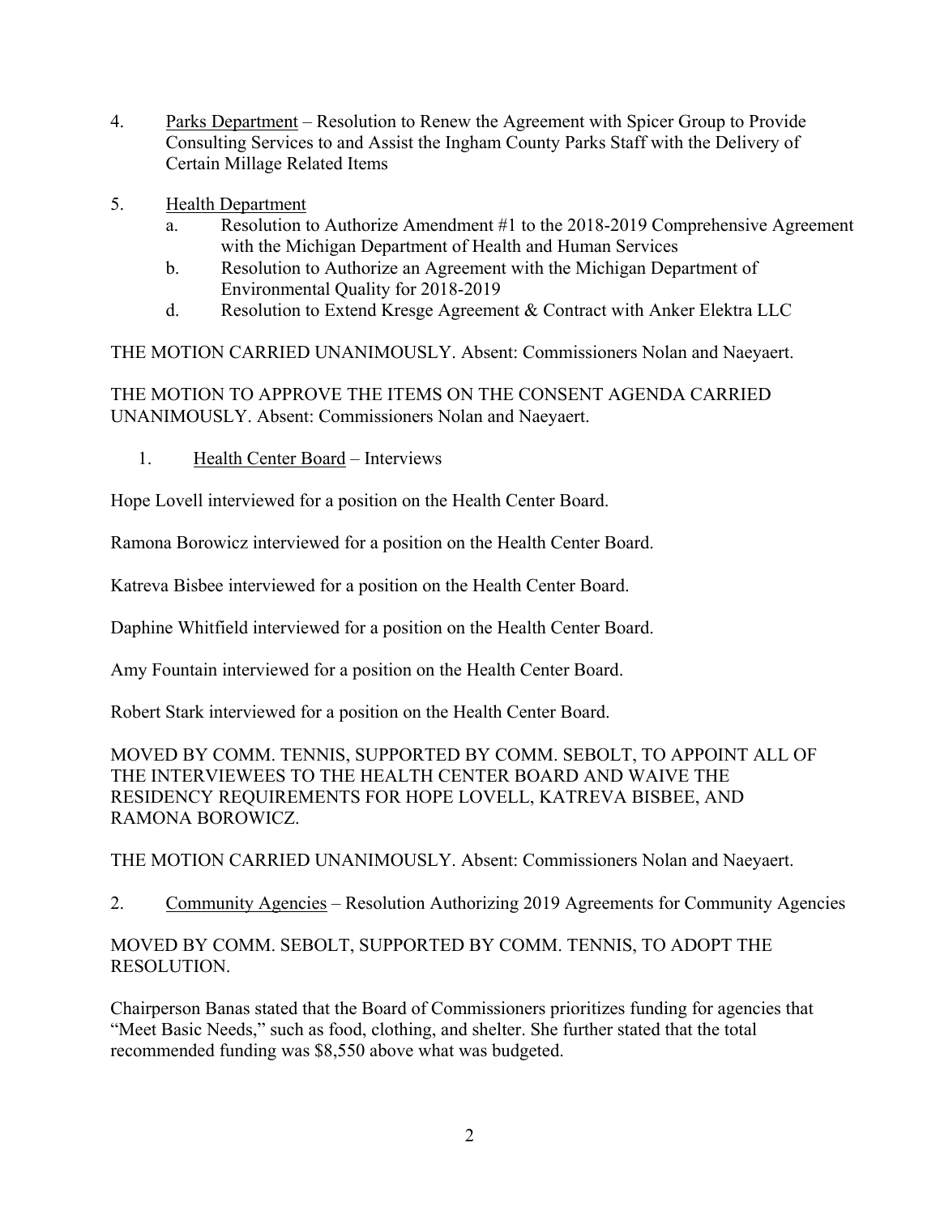4. <u>Parks Department</u> – Resolution to Renew the Agreement with Spicer Group to Provide Consulting Services to and Assist the Ingham County Parks Staff with the Delivery of Certain Millage Related Items

5. <u>Health Department</u>
   a. Resolution to Authorize Amendment #1 to the 2018-2019 Comprehensive Agreement with the Michigan Department of Health and Human Services
   b. Resolution to Authorize an Agreement with the Michigan Department of Environmental Quality for 2018-2019
   d. Resolution to Extend Kresge Agreement & Contract with Anker Elektra LLC

THE MOTION CARRIED UNANIMOUSLY. Absent: Commissioners Nolan and Naeyaert.

THE MOTION TO APPROVE THE ITEMS ON THE CONSENT AGENDA CARRIED UNANIMOUSLY. Absent: Commissioners Nolan and Naeyaert.

1. <u>Health Center Board</u> – Interviews

Hope Lovell interviewed for a position on the Health Center Board.

Ramona Borowicz interviewed for a position on the Health Center Board.

Katreva Bisbee interviewed for a position on the Health Center Board.

Daphine Whitfield interviewed for a position on the Health Center Board.

Amy Fountain interviewed for a position on the Health Center Board.

Robert Stark interviewed for a position on the Health Center Board.

MOVED BY COMM. TENNIS, SUPPORTED BY COMM. SEBOLT, TO APPOINT ALL OF THE INTERVIEWEES TO THE HEALTH CENTER BOARD AND WAIVE THE RESIDENCY REQUIREMENTS FOR HOPE LOVELL, KATREVA BISBEE, AND RAMONA BOROWICZ.

THE MOTION CARRIED UNANIMOUSLY. Absent: Commissioners Nolan and Naeyaert.

2. <u>Community Agencies</u> – Resolution Authorizing 2019 Agreements for Community Agencies

MOVED BY COMM. SEBOLT, SUPPORTED BY COMM. TENNIS, TO ADOPT THE RESOLUTION.

Chairperson Banas stated that the Board of Commissioners prioritizes funding for agencies that "Meet Basic Needs," such as food, clothing, and shelter. She further stated that the total recommended funding was $8,550 above what was budgeted.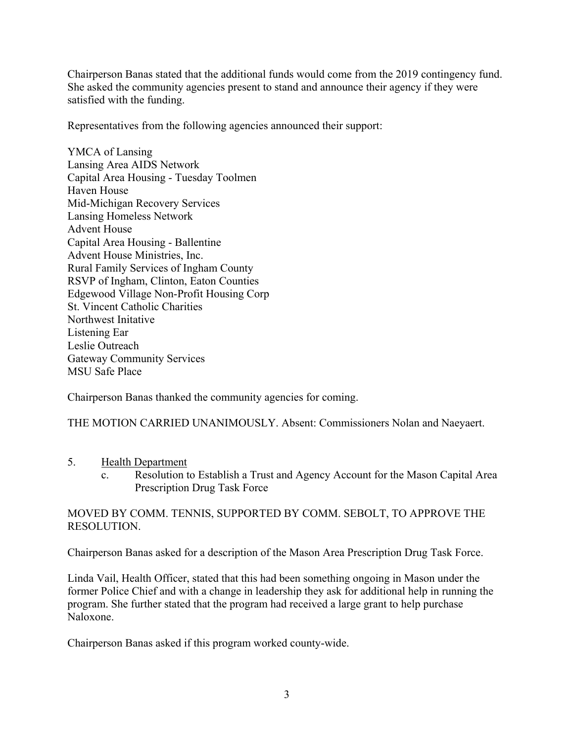Chairperson Banas stated that the additional funds would come from the 2019 contingency fund. She asked the community agencies present to stand and announce their agency if they were satisfied with the funding.

Representatives from the following agencies announced their support:

YMCA of Lansing
Lansing Area AIDS Network
Capital Area Housing - Tuesday Toolmen
Haven House
Mid-Michigan Recovery Services
Lansing Homeless Network
Advent House
Capital Area Housing - Ballentine
Advent House Ministries, Inc.
Rural Family Services of Ingham County
RSVP of Ingham, Clinton, Eaton Counties
Edgewood Village Non-Profit Housing Corp
St. Vincent Catholic Charities
Northwest Initative
Listening Ear
Leslie Outreach
Gateway Community Services
MSU Safe Place

Chairperson Banas thanked the community agencies for coming.

THE MOTION CARRIED UNANIMOUSLY. Absent: Commissioners Nolan and Naeyaert.

5. Health Department
   c. Resolution to Establish a Trust and Agency Account for the Mason Capital Area Prescription Drug Task Force

MOVED BY COMM. TENNIS, SUPPORTED BY COMM. SEBOLT, TO APPROVE THE RESOLUTION.

Chairperson Banas asked for a description of the Mason Area Prescription Drug Task Force.

Linda Vail, Health Officer, stated that this had been something ongoing in Mason under the former Police Chief and with a change in leadership they ask for additional help in running the program. She further stated that the program had received a large grant to help purchase Naloxone.

Chairperson Banas asked if this program worked county-wide.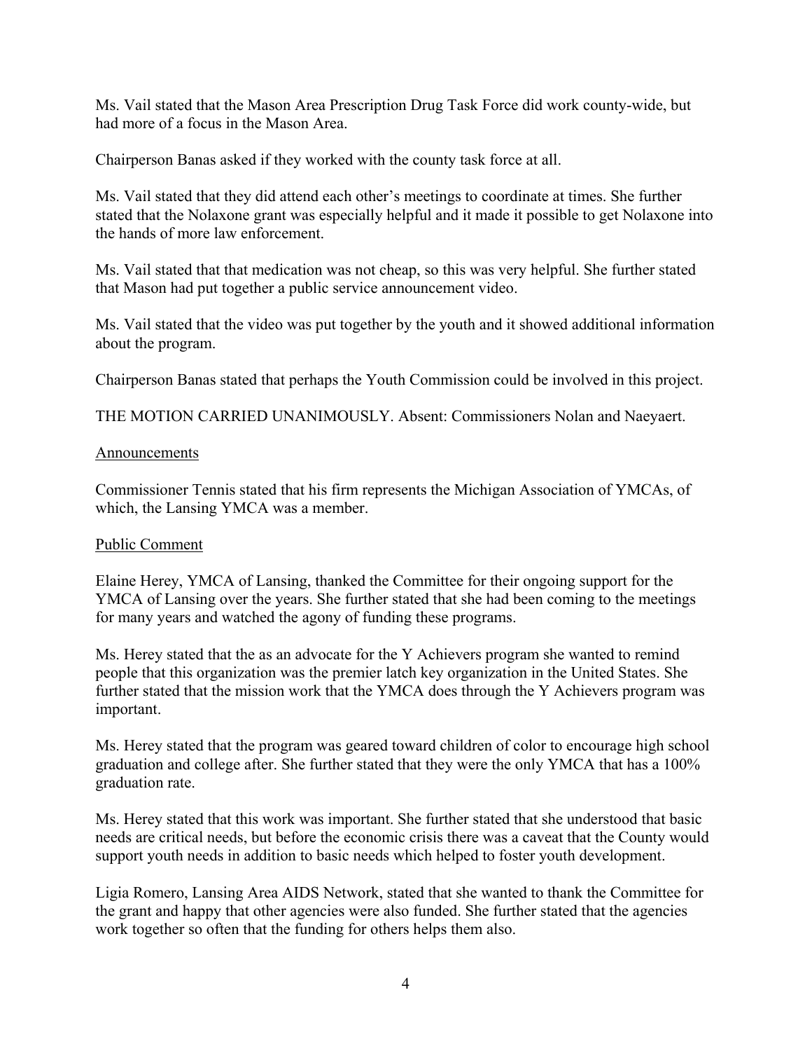Ms. Vail stated that the Mason Area Prescription Drug Task Force did work county-wide, but had more of a focus in the Mason Area.

Chairperson Banas asked if they worked with the county task force at all.

Ms. Vail stated that they did attend each other's meetings to coordinate at times. She further stated that the Nolaxone grant was especially helpful and it made it possible to get Nolaxone into the hands of more law enforcement.

Ms. Vail stated that that medication was not cheap, so this was very helpful. She further stated that Mason had put together a public service announcement video.

Ms. Vail stated that the video was put together by the youth and it showed additional information about the program.

Chairperson Banas stated that perhaps the Youth Commission could be involved in this project.

THE MOTION CARRIED UNANIMOUSLY. Absent: Commissioners Nolan and Naeyaert.

Announcements

Commissioner Tennis stated that his firm represents the Michigan Association of YMCAs, of which, the Lansing YMCA was a member.

Public Comment

Elaine Herey, YMCA of Lansing, thanked the Committee for their ongoing support for the YMCA of Lansing over the years. She further stated that she had been coming to the meetings for many years and watched the agony of funding these programs.

Ms. Herey stated that the as an advocate for the Y Achievers program she wanted to remind people that this organization was the premier latch key organization in the United States. She further stated that the mission work that the YMCA does through the Y Achievers program was important.

Ms. Herey stated that the program was geared toward children of color to encourage high school graduation and college after. She further stated that they were the only YMCA that has a 100% graduation rate.

Ms. Herey stated that this work was important. She further stated that she understood that basic needs are critical needs, but before the economic crisis there was a caveat that the County would support youth needs in addition to basic needs which helped to foster youth development.

Ligia Romero, Lansing Area AIDS Network, stated that she wanted to thank the Committee for the grant and happy that other agencies were also funded. She further stated that the agencies work together so often that the funding for others helps them also.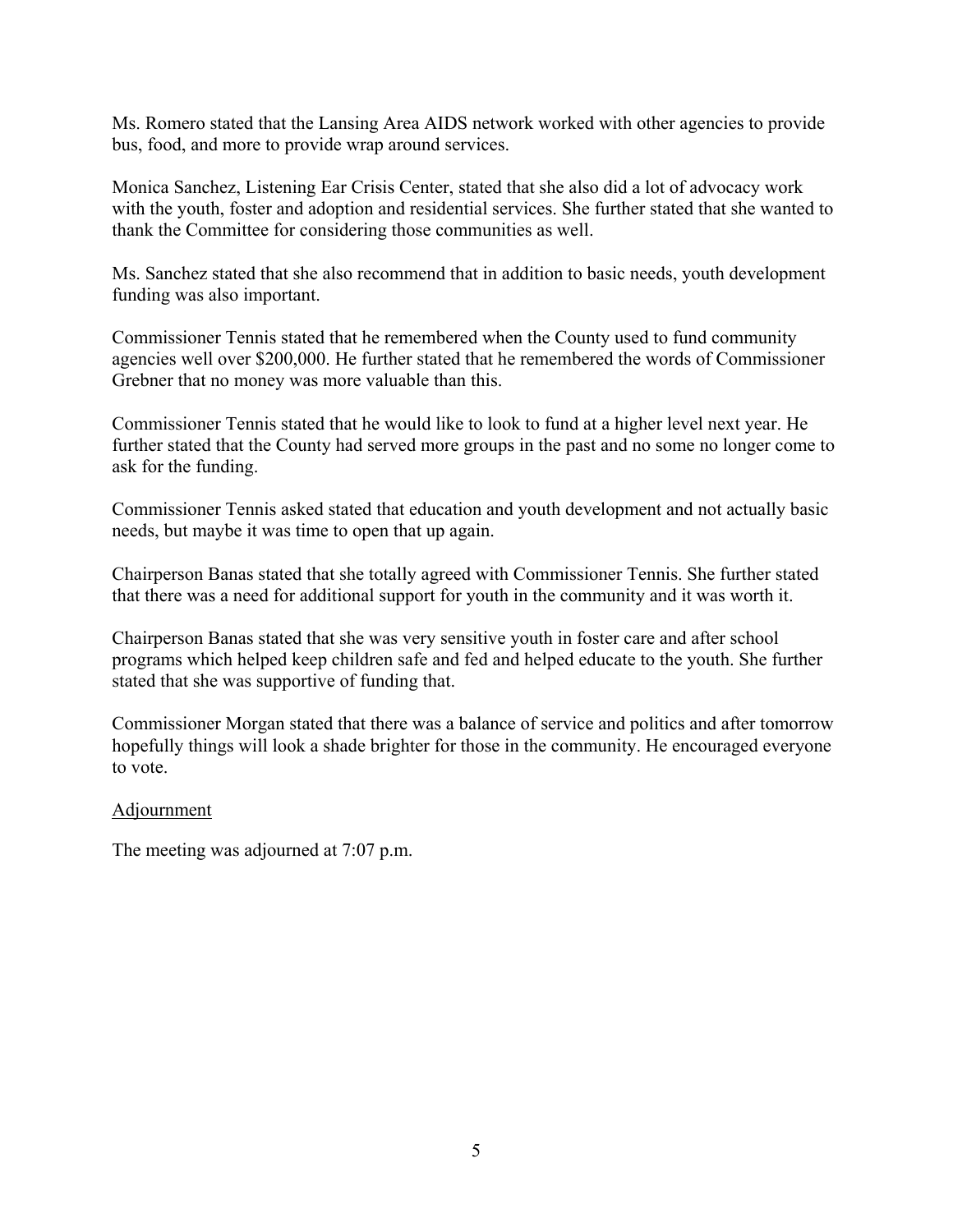Ms. Romero stated that the Lansing Area AIDS network worked with other agencies to provide bus, food, and more to provide wrap around services.

Monica Sanchez, Listening Ear Crisis Center, stated that she also did a lot of advocacy work with the youth, foster and adoption and residential services. She further stated that she wanted to thank the Committee for considering those communities as well.

Ms. Sanchez stated that she also recommend that in addition to basic needs, youth development funding was also important.

Commissioner Tennis stated that he remembered when the County used to fund community agencies well over $200,000. He further stated that he remembered the words of Commissioner Grebner that no money was more valuable than this.

Commissioner Tennis stated that he would like to look to fund at a higher level next year. He further stated that the County had served more groups in the past and no some no longer come to ask for the funding.

Commissioner Tennis asked stated that education and youth development and not actually basic needs, but maybe it was time to open that up again.

Chairperson Banas stated that she totally agreed with Commissioner Tennis. She further stated that there was a need for additional support for youth in the community and it was worth it.

Chairperson Banas stated that she was very sensitive youth in foster care and after school programs which helped keep children safe and fed and helped educate to the youth. She further stated that she was supportive of funding that.

Commissioner Morgan stated that there was a balance of service and politics and after tomorrow hopefully things will look a shade brighter for those in the community. He encouraged everyone to vote.

Adjournment

The meeting was adjourned at 7:07 p.m.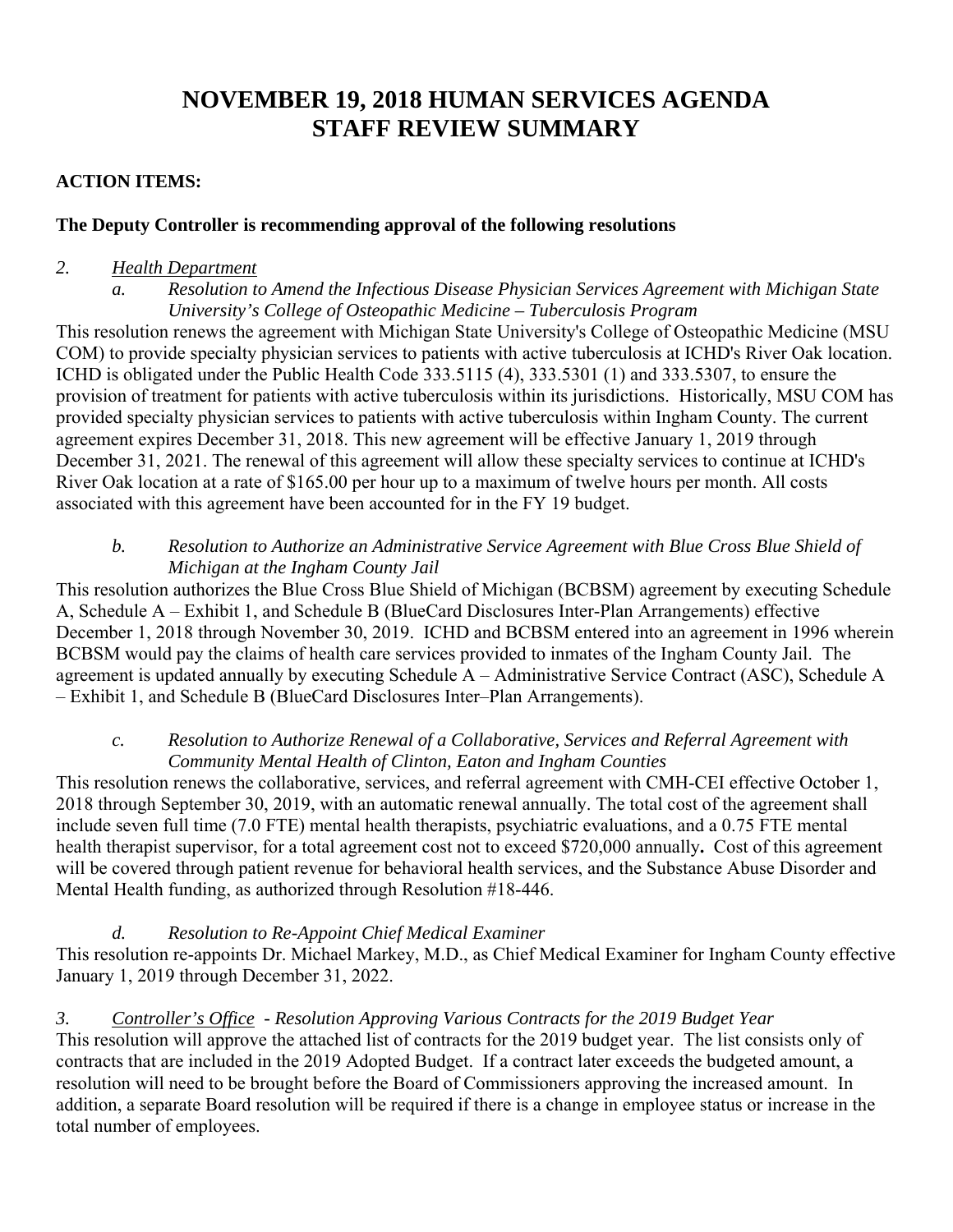# NOVEMBER 19, 2018 HUMAN SERVICES AGENDA STAFF REVIEW SUMMARY

**ACTION ITEMS:**

**The Deputy Controller is recommending approval of the following resolutions**

*2.* *Health Department*

*a.* *Resolution to Amend the Infectious Disease Physician Services Agreement with Michigan State University's College of Osteopathic Medicine – Tuberculosis Program*

This resolution renews the agreement with Michigan State University's College of Osteopathic Medicine (MSU COM) to provide specialty physician services to patients with active tuberculosis at ICHD's River Oak location. ICHD is obligated under the Public Health Code 333.5115 (4), 333.5301 (1) and 333.5307, to ensure the provision of treatment for patients with active tuberculosis within its jurisdictions. Historically, MSU COM has provided specialty physician services to patients with active tuberculosis within Ingham County. The current agreement expires December 31, 2018. This new agreement will be effective January 1, 2019 through December 31, 2021. The renewal of this agreement will allow these specialty services to continue at ICHD's River Oak location at a rate of $165.00 per hour up to a maximum of twelve hours per month. All costs associated with this agreement have been accounted for in the FY 19 budget.

*b.* *Resolution to Authorize an Administrative Service Agreement with Blue Cross Blue Shield of Michigan at the Ingham County Jail*

This resolution authorizes the Blue Cross Blue Shield of Michigan (BCBSM) agreement by executing Schedule A, Schedule A – Exhibit 1, and Schedule B (BlueCard Disclosures Inter-Plan Arrangements) effective December 1, 2018 through November 30, 2019. ICHD and BCBSM entered into an agreement in 1996 wherein BCBSM would pay the claims of health care services provided to inmates of the Ingham County Jail. The agreement is updated annually by executing Schedule A – Administrative Service Contract (ASC), Schedule A – Exhibit 1, and Schedule B (BlueCard Disclosures Inter–Plan Arrangements).

*c.* *Resolution to Authorize Renewal of a Collaborative, Services and Referral Agreement with Community Mental Health of Clinton, Eaton and Ingham Counties*

This resolution renews the collaborative, services, and referral agreement with CMH-CEI effective October 1, 2018 through September 30, 2019, with an automatic renewal annually. The total cost of the agreement shall include seven full time (7.0 FTE) mental health therapists, psychiatric evaluations, and a 0.75 FTE mental health therapist supervisor, for a total agreement cost not to exceed $720,000 annually**.** Cost of this agreement will be covered through patient revenue for behavioral health services, and the Substance Abuse Disorder and Mental Health funding, as authorized through Resolution #18-446.

*d.* *Resolution to Re-Appoint Chief Medical Examiner*

This resolution re-appoints Dr. Michael Markey, M.D., as Chief Medical Examiner for Ingham County effective January 1, 2019 through December 31, 2022.

*3.* *Controller's Office - Resolution Approving Various Contracts for the 2019 Budget Year*

This resolution will approve the attached list of contracts for the 2019 budget year. The list consists only of contracts that are included in the 2019 Adopted Budget. If a contract later exceeds the budgeted amount, a resolution will need to be brought before the Board of Commissioners approving the increased amount. In addition, a separate Board resolution will be required if there is a change in employee status or increase in the total number of employees.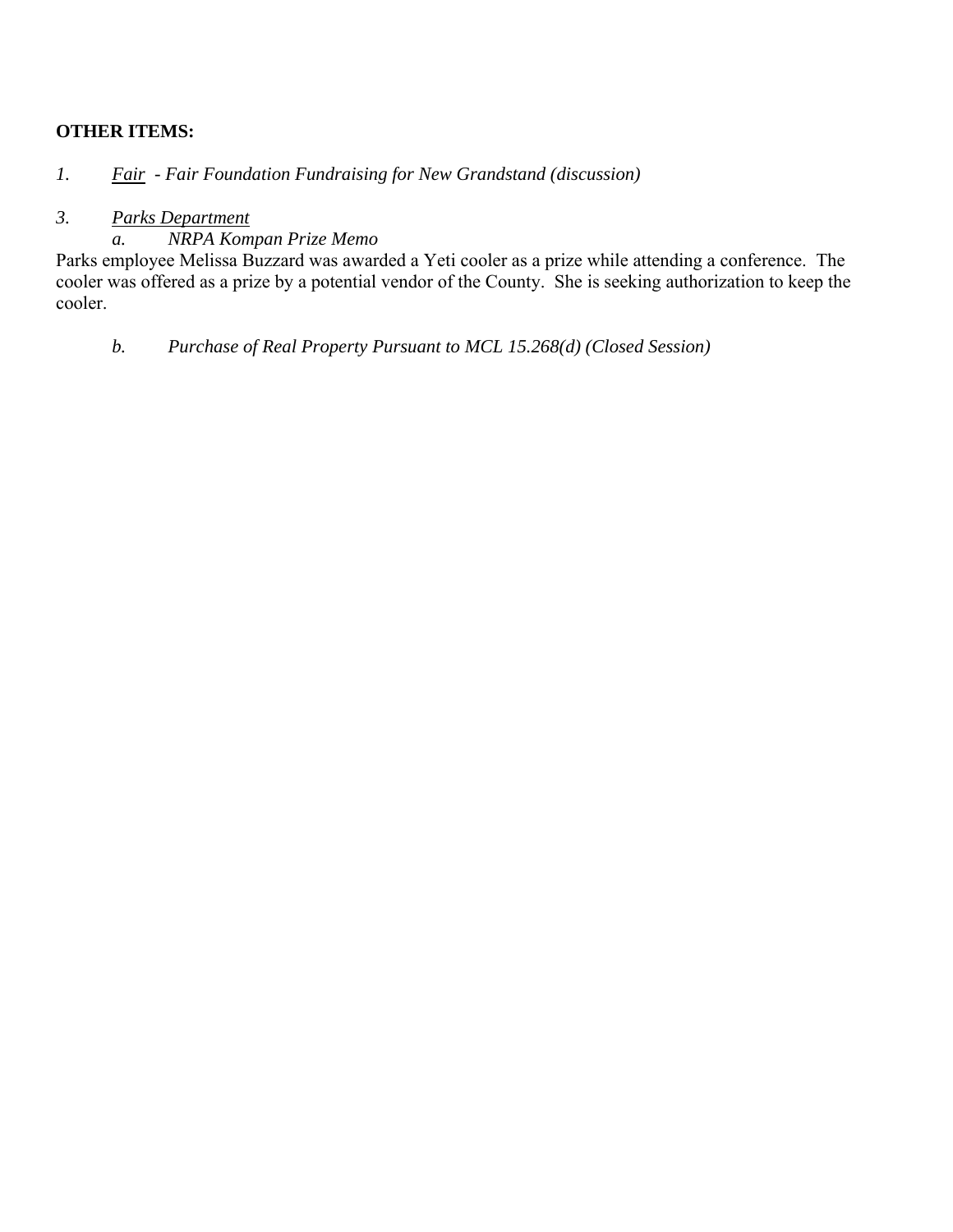**OTHER ITEMS:**

*1.* *<u>Fair</u> - Fair Foundation Fundraising for New Grandstand (discussion)*

*3.* *<u>Parks Department</u>*

*a. NRPA Kompan Prize Memo*

Parks employee Melissa Buzzard was awarded a Yeti cooler as a prize while attending a conference. The cooler was offered as a prize by a potential vendor of the County. She is seeking authorization to keep the cooler.

*b. Purchase of Real Property Pursuant to MCL 15.268(d) (Closed Session)*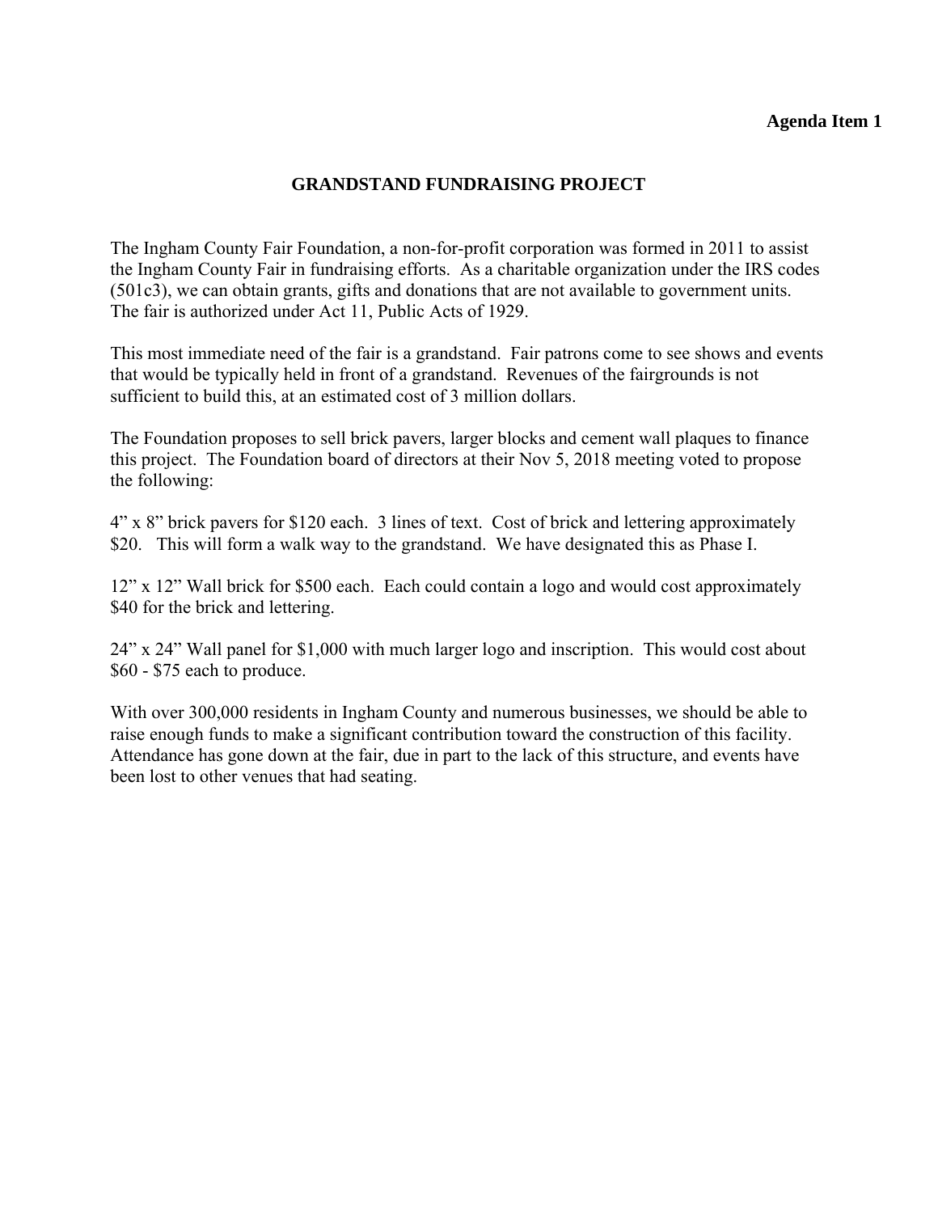**Agenda Item 1**

## GRANDSTAND FUNDRAISING PROJECT

The Ingham County Fair Foundation, a non-for-profit corporation was formed in 2011 to assist the Ingham County Fair in fundraising efforts. As a charitable organization under the IRS codes (501c3), we can obtain grants, gifts and donations that are not available to government units. The fair is authorized under Act 11, Public Acts of 1929.

This most immediate need of the fair is a grandstand. Fair patrons come to see shows and events that would be typically held in front of a grandstand. Revenues of the fairgrounds is not sufficient to build this, at an estimated cost of 3 million dollars.

The Foundation proposes to sell brick pavers, larger blocks and cement wall plaques to finance this project. The Foundation board of directors at their Nov 5, 2018 meeting voted to propose the following:

4" x 8" brick pavers for $120 each. 3 lines of text. Cost of brick and lettering approximately $20. This will form a walk way to the grandstand. We have designated this as Phase I.

12" x 12" Wall brick for $500 each. Each could contain a logo and would cost approximately $40 for the brick and lettering.

24" x 24" Wall panel for $1,000 with much larger logo and inscription. This would cost about $60 - $75 each to produce.

With over 300,000 residents in Ingham County and numerous businesses, we should be able to raise enough funds to make a significant contribution toward the construction of this facility. Attendance has gone down at the fair, due in part to the lack of this structure, and events have been lost to other venues that had seating.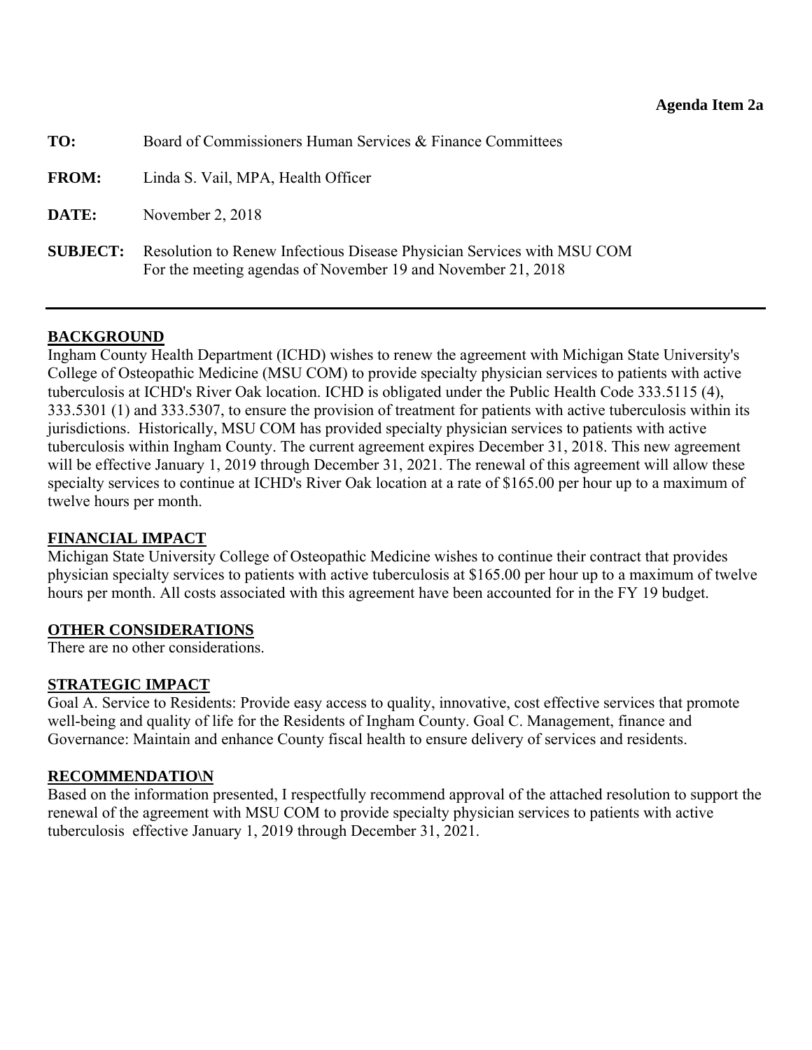**Agenda Item 2a**

**TO:** Board of Commissioners Human Services & Finance Committees

**FROM:** Linda S. Vail, MPA, Health Officer

**DATE:** November 2, 2018

**SUBJECT:** Resolution to Renew Infectious Disease Physician Services with MSU COM
For the meeting agendas of November 19 and November 21, 2018

---

**BACKGROUND**

Ingham County Health Department (ICHD) wishes to renew the agreement with Michigan State University's College of Osteopathic Medicine (MSU COM) to provide specialty physician services to patients with active tuberculosis at ICHD's River Oak location. ICHD is obligated under the Public Health Code 333.5115 (4), 333.5301 (1) and 333.5307, to ensure the provision of treatment for patients with active tuberculosis within its jurisdictions. Historically, MSU COM has provided specialty physician services to patients with active tuberculosis within Ingham County. The current agreement expires December 31, 2018. This new agreement will be effective January 1, 2019 through December 31, 2021. The renewal of this agreement will allow these specialty services to continue at ICHD's River Oak location at a rate of $165.00 per hour up to a maximum of twelve hours per month.

**FINANCIAL IMPACT**

Michigan State University College of Osteopathic Medicine wishes to continue their contract that provides physician specialty services to patients with active tuberculosis at $165.00 per hour up to a maximum of twelve hours per month. All costs associated with this agreement have been accounted for in the FY 19 budget.

**OTHER CONSIDERATIONS**

There are no other considerations.

**STRATEGIC IMPACT**

Goal A. Service to Residents: Provide easy access to quality, innovative, cost effective services that promote well-being and quality of life for the Residents of Ingham County. Goal C. Management, finance and Governance: Maintain and enhance County fiscal health to ensure delivery of services and residents.

**RECOMMENDATIO\N**

Based on the information presented, I respectfully recommend approval of the attached resolution to support the renewal of the agreement with MSU COM to provide specialty physician services to patients with active tuberculosis effective January 1, 2019 through December 31, 2021.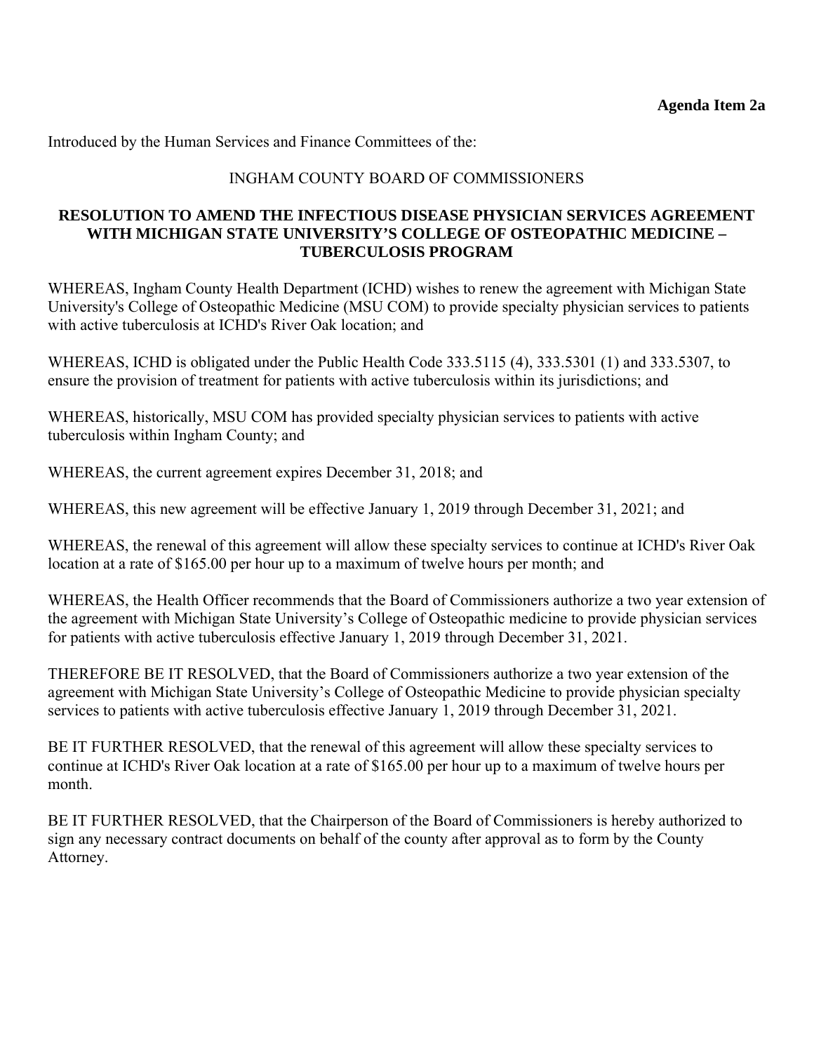**Agenda Item 2a**

Introduced by the Human Services and Finance Committees of the:

INGHAM COUNTY BOARD OF COMMISSIONERS

**RESOLUTION TO AMEND THE INFECTIOUS DISEASE PHYSICIAN SERVICES AGREEMENT WITH MICHIGAN STATE UNIVERSITY'S COLLEGE OF OSTEOPATHIC MEDICINE – TUBERCULOSIS PROGRAM**

WHEREAS, Ingham County Health Department (ICHD) wishes to renew the agreement with Michigan State University's College of Osteopathic Medicine (MSU COM) to provide specialty physician services to patients with active tuberculosis at ICHD's River Oak location; and

WHEREAS, ICHD is obligated under the Public Health Code 333.5115 (4), 333.5301 (1) and 333.5307, to ensure the provision of treatment for patients with active tuberculosis within its jurisdictions; and

WHEREAS, historically, MSU COM has provided specialty physician services to patients with active tuberculosis within Ingham County; and

WHEREAS, the current agreement expires December 31, 2018; and

WHEREAS, this new agreement will be effective January 1, 2019 through December 31, 2021; and

WHEREAS, the renewal of this agreement will allow these specialty services to continue at ICHD's River Oak location at a rate of $165.00 per hour up to a maximum of twelve hours per month; and

WHEREAS, the Health Officer recommends that the Board of Commissioners authorize a two year extension of the agreement with Michigan State University's College of Osteopathic medicine to provide physician services for patients with active tuberculosis effective January 1, 2019 through December 31, 2021.

THEREFORE BE IT RESOLVED, that the Board of Commissioners authorize a two year extension of the agreement with Michigan State University's College of Osteopathic Medicine to provide physician specialty services to patients with active tuberculosis effective January 1, 2019 through December 31, 2021.

BE IT FURTHER RESOLVED, that the renewal of this agreement will allow these specialty services to continue at ICHD's River Oak location at a rate of $165.00 per hour up to a maximum of twelve hours per month.

BE IT FURTHER RESOLVED, that the Chairperson of the Board of Commissioners is hereby authorized to sign any necessary contract documents on behalf of the county after approval as to form by the County Attorney.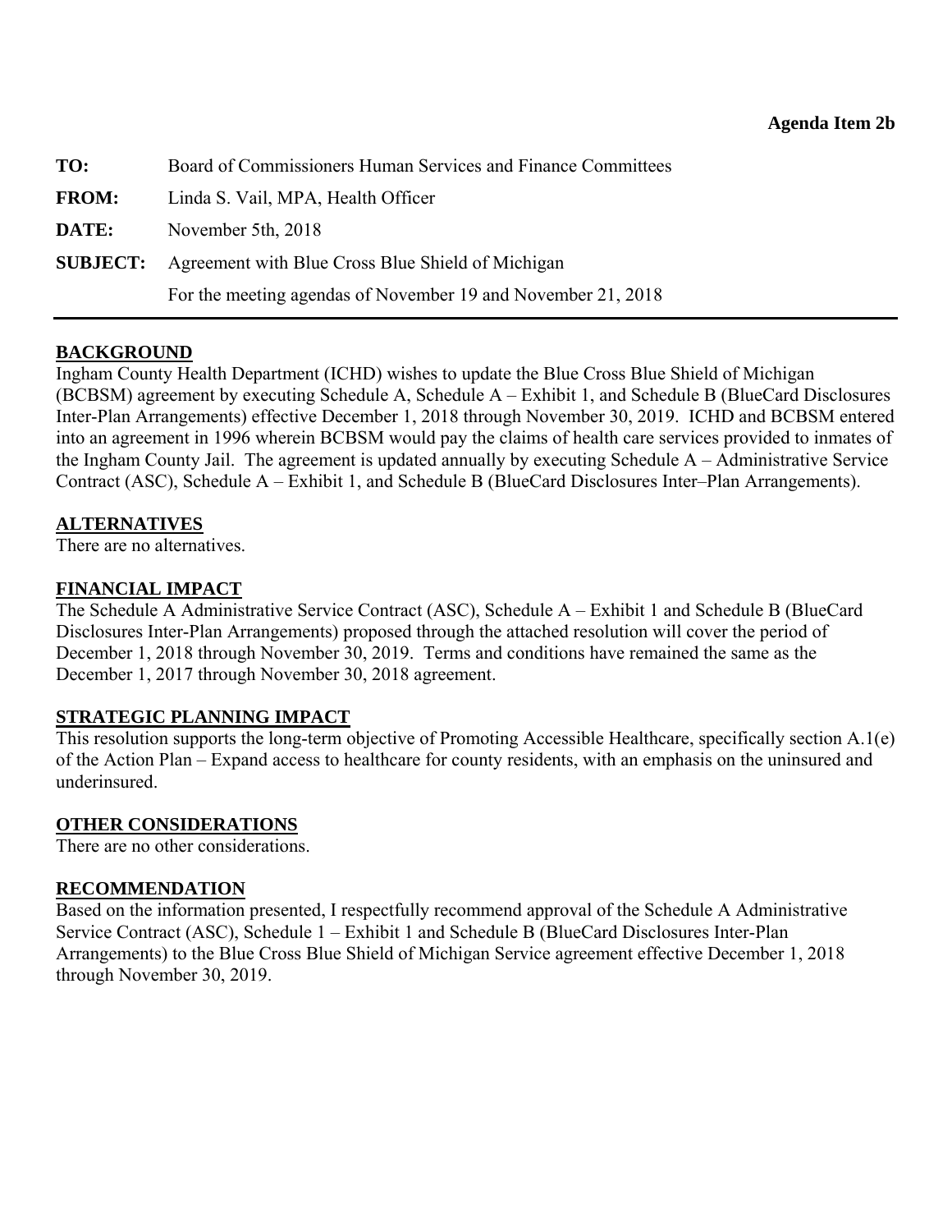**Agenda Item 2b**

**TO:** Board of Commissioners Human Services and Finance Committees

**FROM:** Linda S. Vail, MPA, Health Officer

**DATE:** November 5th, 2018

**SUBJECT:** Agreement with Blue Cross Blue Shield of Michigan
For the meeting agendas of November 19 and November 21, 2018

---

## BACKGROUND

Ingham County Health Department (ICHD) wishes to update the Blue Cross Blue Shield of Michigan (BCBSM) agreement by executing Schedule A, Schedule A – Exhibit 1, and Schedule B (BlueCard Disclosures Inter-Plan Arrangements) effective December 1, 2018 through November 30, 2019. ICHD and BCBSM entered into an agreement in 1996 wherein BCBSM would pay the claims of health care services provided to inmates of the Ingham County Jail. The agreement is updated annually by executing Schedule A – Administrative Service Contract (ASC), Schedule A – Exhibit 1, and Schedule B (BlueCard Disclosures Inter–Plan Arrangements).

## ALTERNATIVES

There are no alternatives.

## FINANCIAL IMPACT

The Schedule A Administrative Service Contract (ASC), Schedule A – Exhibit 1 and Schedule B (BlueCard Disclosures Inter-Plan Arrangements) proposed through the attached resolution will cover the period of December 1, 2018 through November 30, 2019. Terms and conditions have remained the same as the December 1, 2017 through November 30, 2018 agreement.

## STRATEGIC PLANNING IMPACT

This resolution supports the long-term objective of Promoting Accessible Healthcare, specifically section A.1(e) of the Action Plan – Expand access to healthcare for county residents, with an emphasis on the uninsured and underinsured.

## OTHER CONSIDERATIONS

There are no other considerations.

## RECOMMENDATION

Based on the information presented, I respectfully recommend approval of the Schedule A Administrative Service Contract (ASC), Schedule 1 – Exhibit 1 and Schedule B (BlueCard Disclosures Inter-Plan Arrangements) to the Blue Cross Blue Shield of Michigan Service agreement effective December 1, 2018 through November 30, 2019.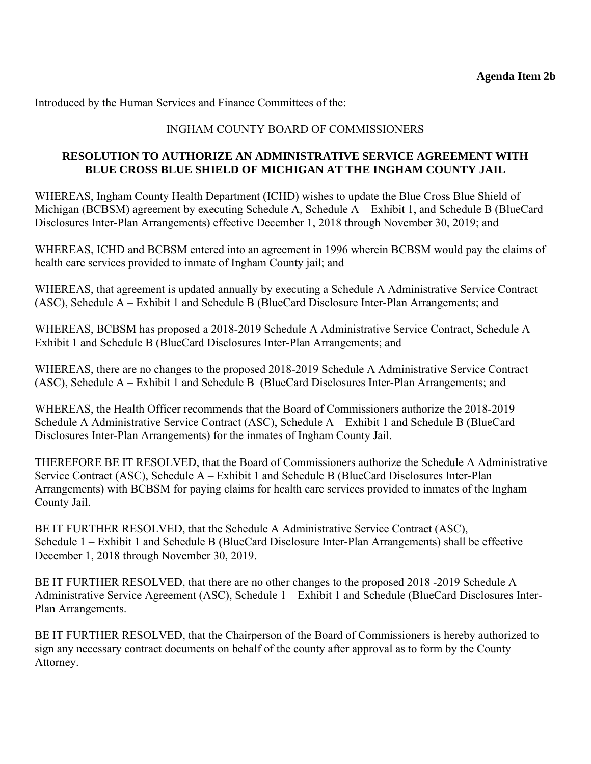**Agenda Item 2b**

Introduced by the Human Services and Finance Committees of the:

INGHAM COUNTY BOARD OF COMMISSIONERS

**RESOLUTION TO AUTHORIZE AN ADMINISTRATIVE SERVICE AGREEMENT WITH BLUE CROSS BLUE SHIELD OF MICHIGAN AT THE INGHAM COUNTY JAIL**

WHEREAS, Ingham County Health Department (ICHD) wishes to update the Blue Cross Blue Shield of Michigan (BCBSM) agreement by executing Schedule A, Schedule A – Exhibit 1, and Schedule B (BlueCard Disclosures Inter-Plan Arrangements) effective December 1, 2018 through November 30, 2019; and

WHEREAS, ICHD and BCBSM entered into an agreement in 1996 wherein BCBSM would pay the claims of health care services provided to inmate of Ingham County jail; and

WHEREAS, that agreement is updated annually by executing a Schedule A Administrative Service Contract (ASC), Schedule A – Exhibit 1 and Schedule B (BlueCard Disclosure Inter-Plan Arrangements; and

WHEREAS, BCBSM has proposed a 2018-2019 Schedule A Administrative Service Contract, Schedule A – Exhibit 1 and Schedule B (BlueCard Disclosures Inter-Plan Arrangements; and

WHEREAS, there are no changes to the proposed 2018-2019 Schedule A Administrative Service Contract (ASC), Schedule A – Exhibit 1 and Schedule B (BlueCard Disclosures Inter-Plan Arrangements; and

WHEREAS, the Health Officer recommends that the Board of Commissioners authorize the 2018-2019 Schedule A Administrative Service Contract (ASC), Schedule A – Exhibit 1 and Schedule B (BlueCard Disclosures Inter-Plan Arrangements) for the inmates of Ingham County Jail.

THEREFORE BE IT RESOLVED, that the Board of Commissioners authorize the Schedule A Administrative Service Contract (ASC), Schedule A – Exhibit 1 and Schedule B (BlueCard Disclosures Inter-Plan Arrangements) with BCBSM for paying claims for health care services provided to inmates of the Ingham County Jail.

BE IT FURTHER RESOLVED, that the Schedule A Administrative Service Contract (ASC), Schedule 1 – Exhibit 1 and Schedule B (BlueCard Disclosure Inter-Plan Arrangements) shall be effective December 1, 2018 through November 30, 2019.

BE IT FURTHER RESOLVED, that there are no other changes to the proposed 2018 -2019 Schedule A Administrative Service Agreement (ASC), Schedule 1 – Exhibit 1 and Schedule (BlueCard Disclosures Inter-Plan Arrangements.

BE IT FURTHER RESOLVED, that the Chairperson of the Board of Commissioners is hereby authorized to sign any necessary contract documents on behalf of the county after approval as to form by the County Attorney.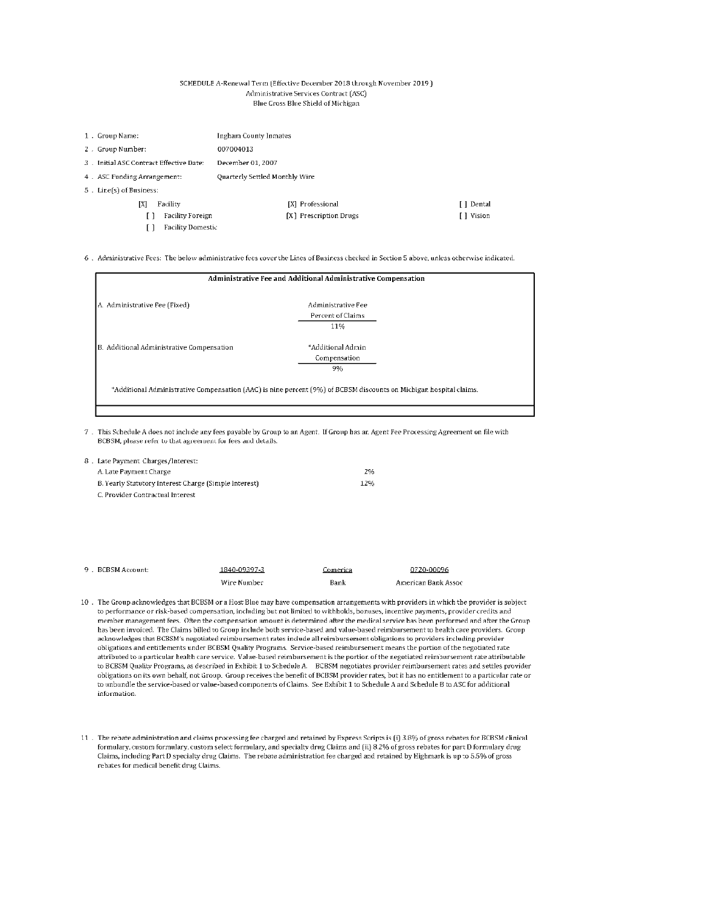SCHEDULE A-Renewal Term (Effective December 2018 through November 2019 )
Administrative Services Contract (ASC)
Blue Cross Blue Shield of Michigan

1 . Group Name: Ingham County Inmates

2 . Group Number: 007004013

3 . Initial ASC Contract Effective Date: December 01, 2007

4 . ASC Funding Arrangement: Quarterly Settled Monthly Wire

5 . Line(s) of Business:

| | | |
|---|---|---|
| [X] Facility | [X] Professional | [ ] Dental |
| [ ] Facility Foreign | [X] Prescription Drugs | [ ] Vision |
| [ ] Facility Domestic | | |

6 . Administrative Fees: The below administrative fees cover the Lines of Business checked in Section 5 above, unless otherwise indicated.

**Administrative Fee and Additional Administrative Compensation**

| | |
|---|---|
| A. Administrative Fee (Fixed) | Administrative Fee Percent of Claims<br>11% |
| B. Additional Administrative Compensation | *Additional Admin Compensation<br>9% |

*Additional Administrative Compensation (AAC) is nine percent (9%) of BCBSM discounts on Michigan hospital claims.

7 . This Schedule A does not include any fees payable by Group to an Agent. If Group has an Agent Fee Processing Agreement on file with BCBSM, please refer to that agreement for fees and details.

8 . Late Payment Charges/Interest:

| | |
|---|---|
| A. Late Payment Charge | 2% |
| B. Yearly Statutory Interest Charge (Simple Interest) | 12% |
| C. Provider Contractual Interest | |

| | | | |
|---|---|---|---|
| 9 . BCBSM Account: | 1840-09397-3 | Comerica | 0720-00096 |
| | Wire Number | Bank | American Bank Assoc |

10 . The Group acknowledges that BCBSM or a Host Blue may have compensation arrangements with providers in which the provider is subject to performance or risk-based compensation, including but not limited to withholds, bonuses, incentive payments, provider credits and member management fees. Often the compensation amount is determined after the medical service has been performed and after the Group has been invoiced. The Claims billed to Group include both service-based and value-based reimbursement to health care providers. Group acknowledges that BCBSM's negotiated reimbursement rates include all reimbursement obligations to providers including provider obligations and entitlements under BCBSM Quality Programs. Service-based reimbursement means the portion of the negotiated rate attributed to a particular health care service. Value-based reimbursement is the portion of the negotiated reimbursement rate attributable to BCBSM Quality Programs, as described in Exhibit 1 to Schedule A. BCBSM negotiates provider reimbursement rates and settles provider obligations on its own behalf, not Group. Group receives the benefit of BCBSM provider rates, but it has no entitlement to a particular rate or to unbundle the service-based or value-based components of Claims. See Exhibit 1 to Schedule A and Schedule B to ASC for additional information.

11 . The rebate administration and claims processing fee charged and retained by Express Scripts is (i) 3.8% of gross rebates for BCBSM clinical formulary, custom formulary, custom select formulary, and specialty drug Claims and (ii) 8.2% of gross rebates for part D formulary drug Claims, including Part D specialty drug Claims. The rebate administration fee charged and retained by Highmark is up to 5.5% of gross rebates for medical benefit drug Claims.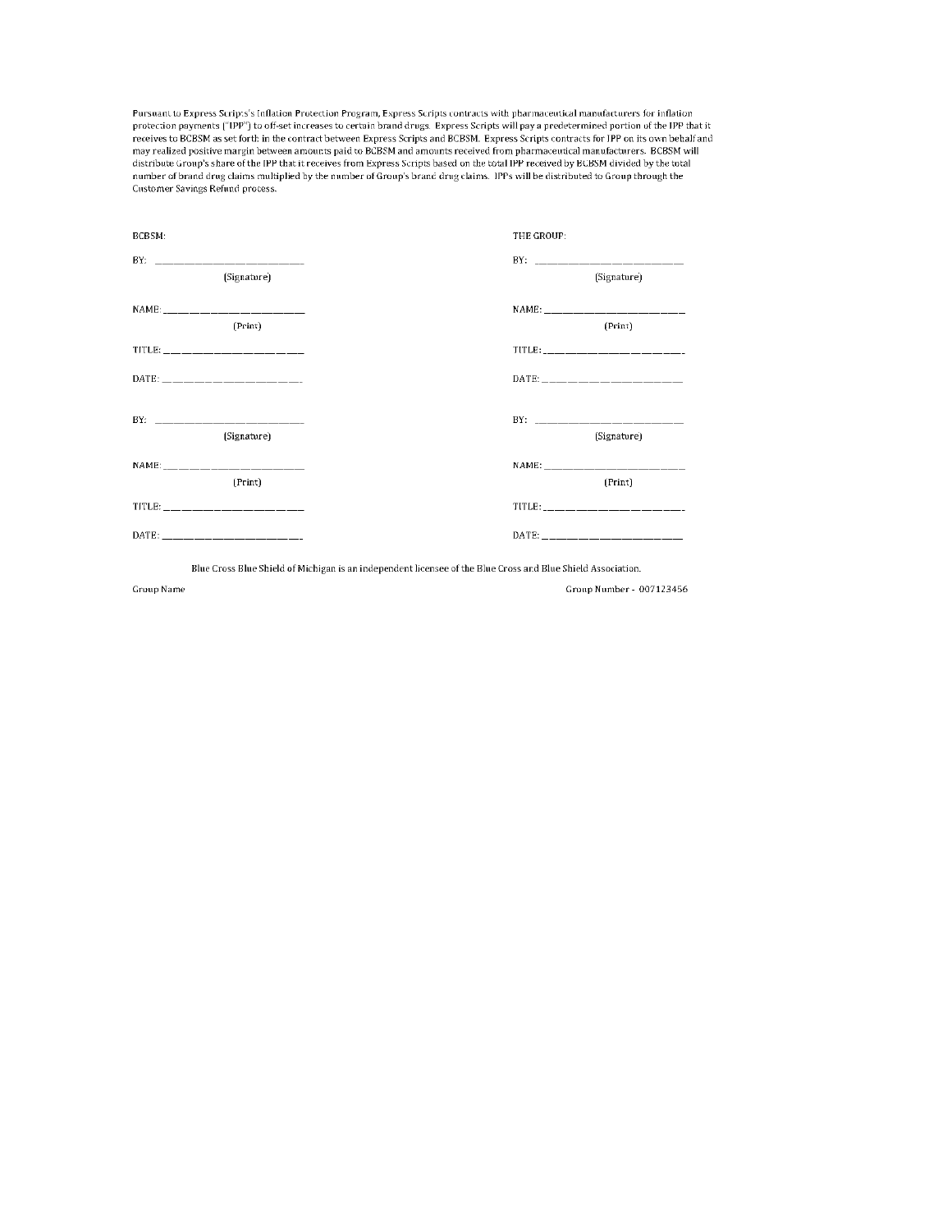Pursuant to Express Scripts's Inflation Protection Program, Express Scripts contracts with pharmaceutical manufacturers for inflation protection payments ("IPP") to off-set increases to certain brand drugs. Express Scripts will pay a predetermined portion of the IPP that it receives to BCBSM as set forth in the contract between Express Drugs and BCBSM. Express Scripts contracts for IPP on its own behalf and may realized positive margin between amounts paid to BCBSM and amounts received from pharmaceutical manufacturers. BCBSM will distribute Group's share of the IPP that it receives from Express Scripts based on the total IPP received by BCBSM divided by the total number of brand drug claims multiplied by the number of Group's brand drug claims. IPPs will be distributed to Group through the Customer Savings Refund process.

| BCBSM: | THE GROUP: |
|---|---|
| BY: \_\_\_\_\_\_\_\_\_\_\_\_\_\_\_\_\_\_\_\_ (Signature) | BY: \_\_\_\_\_\_\_\_\_\_\_\_\_\_\_\_\_\_\_\_ (Signature) |
| NAME: \_\_\_\_\_\_\_\_\_\_\_\_\_\_\_\_\_\_\_\_ (Print) | NAME: \_\_\_\_\_\_\_\_\_\_\_\_\_\_\_\_\_\_\_\_ (Print) |
| TITLE: \_\_\_\_\_\_\_\_\_\_\_\_\_\_\_\_\_\_\_\_ | TITLE: \_\_\_\_\_\_\_\_\_\_\_\_\_\_\_\_\_\_\_\_ |
| DATE: \_\_\_\_\_\_\_\_\_\_\_\_\_\_\_\_\_\_\_\_ | DATE: \_\_\_\_\_\_\_\_\_\_\_\_\_\_\_\_\_\_\_\_ |
| BY: \_\_\_\_\_\_\_\_\_\_\_\_\_\_\_\_\_\_\_\_ (Signature) | BY: \_\_\_\_\_\_\_\_\_\_\_\_\_\_\_\_\_\_\_\_ (Signature) |
| NAME: \_\_\_\_\_\_\_\_\_\_\_\_\_\_\_\_\_\_\_\_ (Print) | NAME: \_\_\_\_\_\_\_\_\_\_\_\_\_\_\_\_\_\_\_\_ (Print) |
| TITLE: \_\_\_\_\_\_\_\_\_\_\_\_\_\_\_\_\_\_\_\_ | TITLE: \_\_\_\_\_\_\_\_\_\_\_\_\_\_\_\_\_\_\_\_ |
| DATE: \_\_\_\_\_\_\_\_\_\_\_\_\_\_\_\_\_\_\_\_ | DATE: \_\_\_\_\_\_\_\_\_\_\_\_\_\_\_\_\_\_\_\_ |

Blue Cross Blue Shield of Michigan is an independent licensee of the Blue Cross and Blue Shield Association.

Group Name

Group Number - 007123456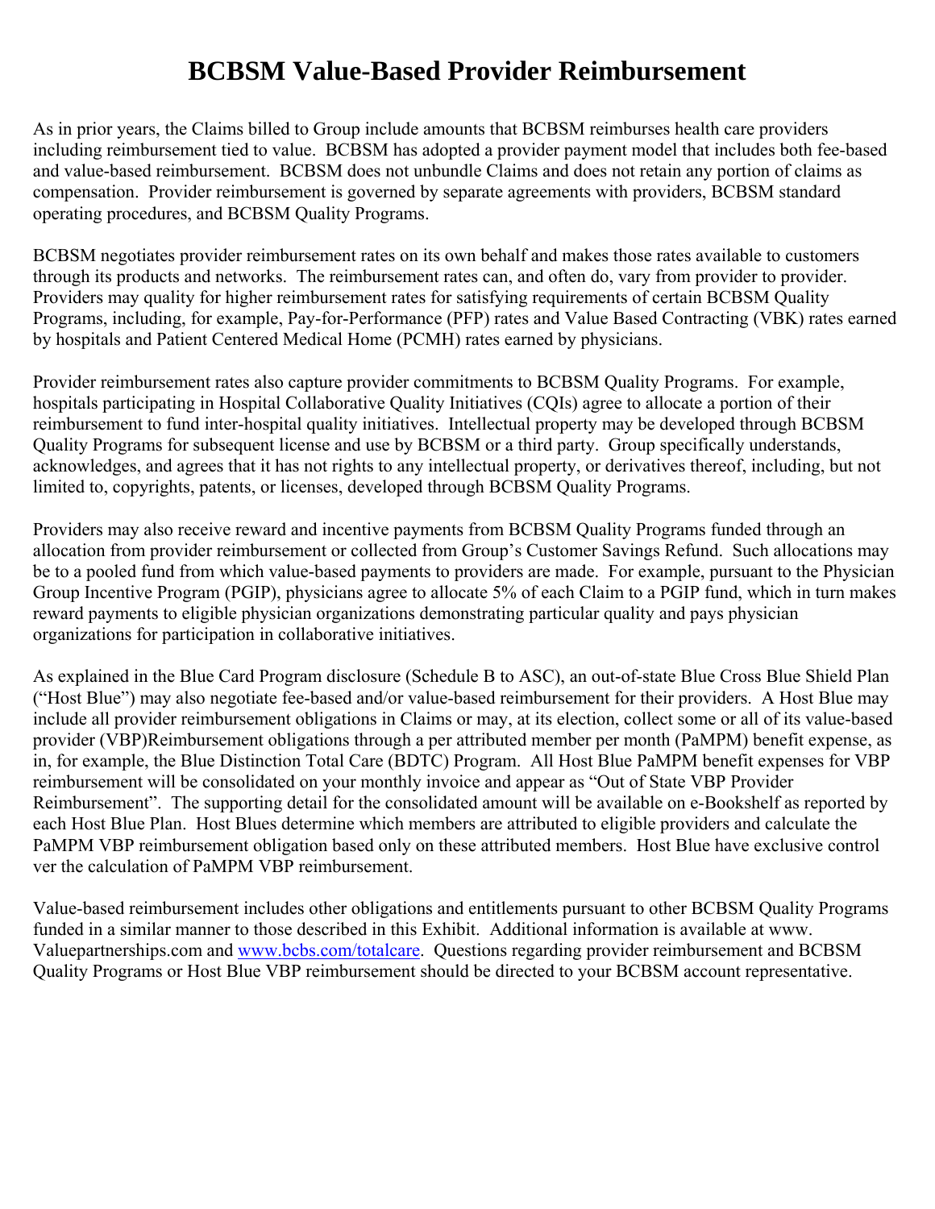# BCBSM Value-Based Provider Reimbursement

As in prior years, the Claims billed to Group include amounts that BCBSM reimburses health care providers including reimbursement tied to value. BCBSM has adopted a provider payment model that includes both fee-based and value-based reimbursement. BCBSM does not unbundle Claims and does not retain any portion of claims as compensation. Provider reimbursement is governed by separate agreements with providers, BCBSM standard operating procedures, and BCBSM Quality Programs.

BCBSM negotiates provider reimbursement rates on its own behalf and makes those rates available to customers through its products and networks. The reimbursement rates can, and often do, vary from provider to provider. Providers may quality for higher reimbursement rates for satisfying requirements of certain BCBSM Quality Programs, including, for example, Pay-for-Performance (PFP) rates and Value Based Contracting (VBK) rates earned by hospitals and Patient Centered Medical Home (PCMH) rates earned by physicians.

Provider reimbursement rates also capture provider commitments to BCBSM Quality Programs. For example, hospitals participating in Hospital Collaborative Quality Initiatives (CQIs) agree to allocate a portion of their reimbursement to fund inter-hospital quality initiatives. Intellectual property may be developed through BCBSM Quality Programs for subsequent license and use by BCBSM or a third party. Group specifically understands, acknowledges, and agrees that it has not rights to any intellectual property, or derivatives thereof, including, but not limited to, copyrights, patents, or licenses, developed through BCBSM Quality Programs.

Providers may also receive reward and incentive payments from BCBSM Quality Programs funded through an allocation from provider reimbursement or collected from Group's Customer Savings Refund. Such allocations may be to a pooled fund from which value-based payments to providers are made. For example, pursuant to the Physician Group Incentive Program (PGIP), physicians agree to allocate 5% of each Claim to a PGIP fund, which in turn makes reward payments to eligible physician organizations demonstrating particular quality and pays physician organizations for participation in collaborative initiatives.

As explained in the Blue Card Program disclosure (Schedule B to ASC), an out-of-state Blue Cross Blue Shield Plan ("Host Blue") may also negotiate fee-based and/or value-based reimbursement for their providers. A Host Blue may include all provider reimbursement obligations in Claims or may, at its election, collect some or all of its value-based provider (VBP)Reimbursement obligations through a per attributed member per month (PaMPM) benefit expense, as in, for example, the Blue Distinction Total Care (BDTC) Program. All Host Blue PaMPM benefit expenses for VBP reimbursement will be consolidated on your monthly invoice and appear as "Out of State VBP Provider Reimbursement". The supporting detail for the consolidated amount will be available on e-Bookshelf as reported by each Host Blue Plan. Host Blues determine which members are attributed to eligible providers and calculate the PaMPM VBP reimbursement obligation based only on these attributed members. Host Blue have exclusive control ver the calculation of PaMPM VBP reimbursement.

Value-based reimbursement includes other obligations and entitlements pursuant to other BCBSM Quality Programs funded in a similar manner to those described in this Exhibit. Additional information is available at www. Valuepartnerships.com and www.bcbs.com/totalcare. Questions regarding provider reimbursement and BCBSM Quality Programs or Host Blue VBP reimbursement should be directed to your BCBSM account representative.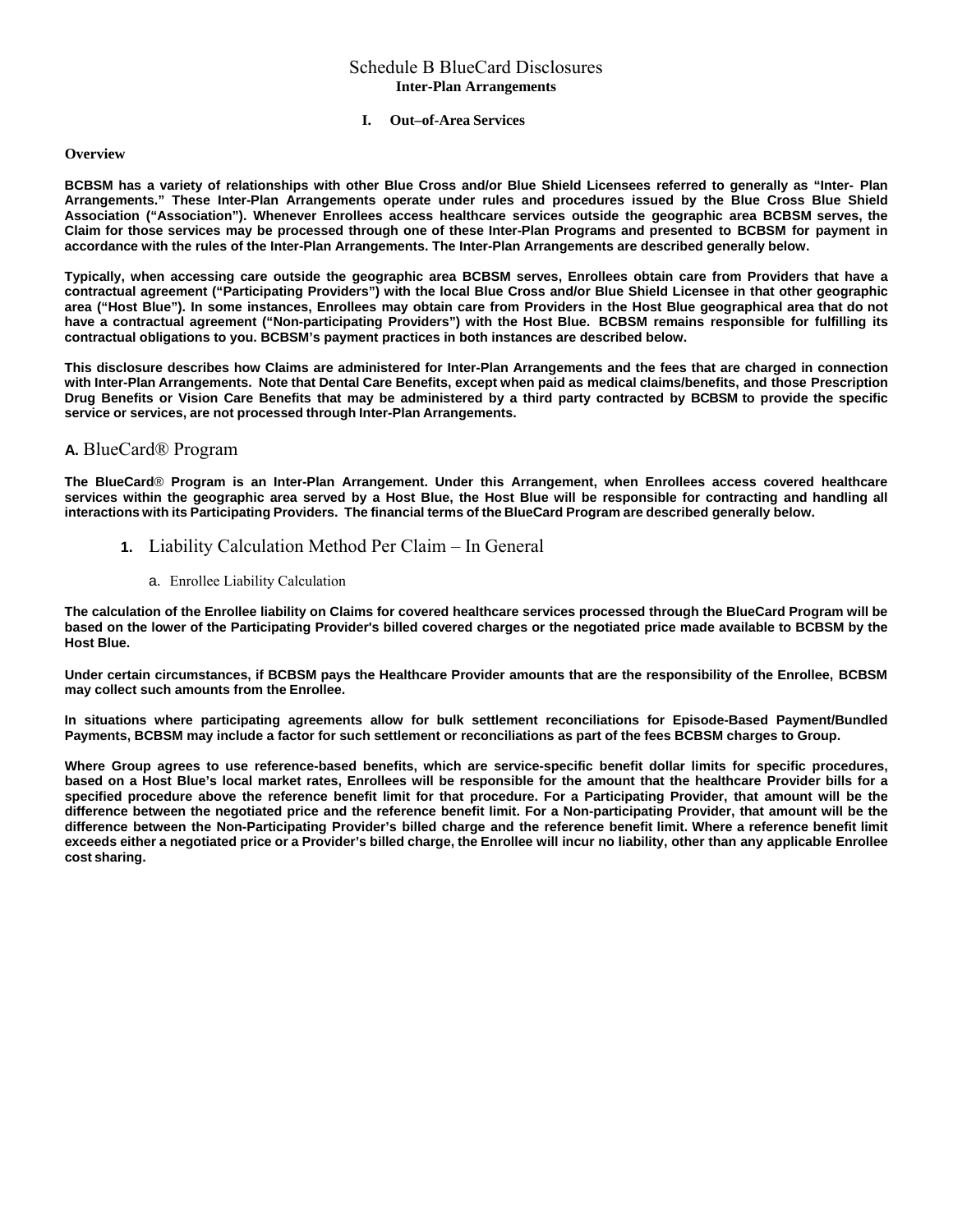# Schedule B BlueCard Disclosures

**Inter-Plan Arrangements**

## I. Out–of-Area Services

**Overview**

**BCBSM has a variety of relationships with other Blue Cross and/or Blue Shield Licensees referred to generally as "Inter- Plan Arrangements." These Inter-Plan Arrangements operate under rules and procedures issued by the Blue Cross Blue Shield Association ("Association"). Whenever Enrollees access healthcare services outside the geographic area BCBSM serves, the Claim for those services may be processed through one of these Inter-Plan Programs and presented to BCBSM for payment in accordance with the rules of the Inter-Plan Arrangements. The Inter-Plan Arrangements are described generally below.**

**Typically, when accessing care outside the geographic area BCBSM serves, Enrollees obtain care from Providers that have a contractual agreement ("Participating Providers") with the local Blue Cross and/or Blue Shield Licensee in that other geographic area ("Host Blue"). In some instances, Enrollees may obtain care from Providers in the Host Blue geographical area that do not have a contractual agreement ("Non-participating Providers") with the Host Blue. BCBSM remains responsible for fulfilling its contractual obligations to you. BCBSM's payment practices in both instances are described below.**

**This disclosure describes how Claims are administered for Inter-Plan Arrangements and the fees that are charged in connection with Inter-Plan Arrangements. Note that Dental Care Benefits, except when paid as medical claims/benefits, and those Prescription Drug Benefits or Vision Care Benefits that may be administered by a third party contracted by BCBSM to provide the specific service or services, are not processed through Inter-Plan Arrangements.**

### A. BlueCard® Program

**The BlueCard® Program is an Inter-Plan Arrangement. Under this Arrangement, when Enrollees access covered healthcare services within the geographic area served by a Host Blue, the Host Blue will be responsible for contracting and handling all interactions with its Participating Providers. The financial terms of the BlueCard Program are described generally below.**

#### 1. Liability Calculation Method Per Claim – In General

##### a. Enrollee Liability Calculation

**The calculation of the Enrollee liability on Claims for covered healthcare services processed through the BlueCard Program will be based on the lower of the Participating Provider's billed covered charges or the negotiated price made available to BCBSM by the Host Blue.**

**Under certain circumstances, if BCBSM pays the Healthcare Provider amounts that are the responsibility of the Enrollee, BCBSM may collect such amounts from the Enrollee.**

**In situations where participating agreements allow for bulk settlement reconciliations for Episode-Based Payment/Bundled Payments, BCBSM may include a factor for such settlement or reconciliations as part of the fees BCBSM charges to Group.**

**Where Group agrees to use reference-based benefits, which are service-specific benefit dollar limits for specific procedures, based on a Host Blue's local market rates, Enrollees will be responsible for the amount that the healthcare Provider bills for a specified procedure above the reference benefit limit for that procedure. For a Participating Provider, that amount will be the difference between the negotiated price and the reference benefit limit. For a Non-participating Provider, that amount will be the difference between the Non-Participating Provider's billed charge and the reference benefit limit. Where a reference benefit limit exceeds either a negotiated price or a Provider's billed charge, the Enrollee will incur no liability, other than any applicable Enrollee cost sharing.**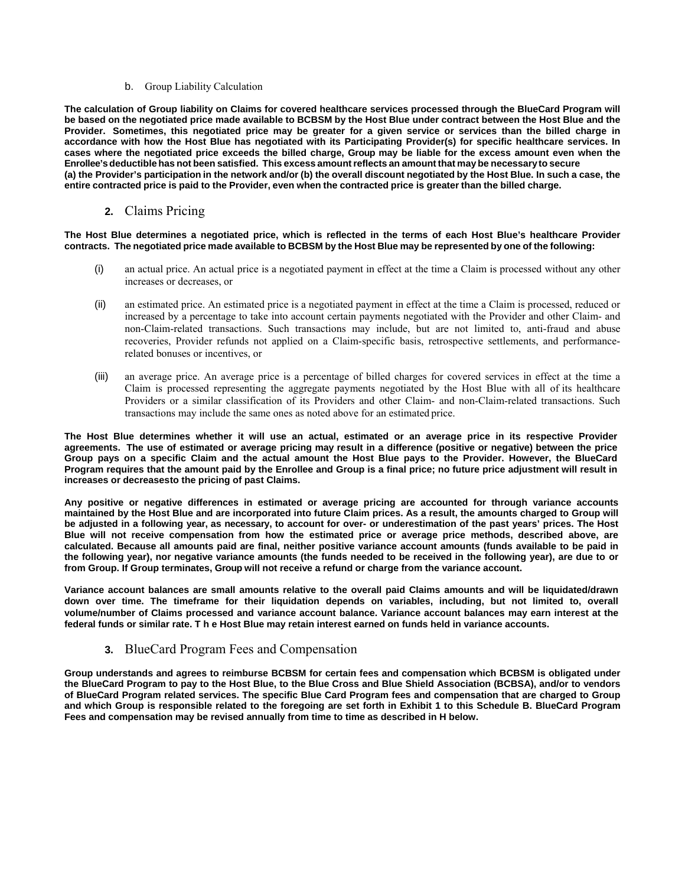b. Group Liability Calculation

**The calculation of Group liability on Claims for covered healthcare services processed through the BlueCard Program will be based on the negotiated price made available to BCBSM by the Host Blue under contract between the Host Blue and the Provider. Sometimes, this negotiated price may be greater for a given service or services than the billed charge in accordance with how the Host Blue has negotiated with its Participating Provider(s) for specific healthcare services. In cases where the negotiated price exceeds the billed charge, Group may be liable for the excess amount even when the Enrollee's deductible has not been satisfied. This excess amount reflects an amount that may be necessary to secure (a) the Provider's participation in the network and/or (b) the overall discount negotiated by the Host Blue. In such a case, the entire contracted price is paid to the Provider, even when the contracted price is greater than the billed charge.**

## 2. Claims Pricing

**The Host Blue determines a negotiated price, which is reflected in the terms of each Host Blue's healthcare Provider contracts. The negotiated price made available to BCBSM by the Host Blue may be represented by one of the following:**

(i) an actual price. An actual price is a negotiated payment in effect at the time a Claim is processed without any other increases or decreases, or

(ii) an estimated price. An estimated price is a negotiated payment in effect at the time a Claim is processed, reduced or increased by a percentage to take into account certain payments negotiated with the Provider and other Claim- and non-Claim-related transactions. Such transactions may include, but are not limited to, anti-fraud and abuse recoveries, Provider refunds not applied on a Claim-specific basis, retrospective settlements, and performance-related bonuses or incentives, or

(iii) an average price. An average price is a percentage of billed charges for covered services in effect at the time a Claim is processed representing the aggregate payments negotiated by the Host Blue with all of its healthcare Providers or a similar classification of its Providers and other Claim- and non-Claim-related transactions. Such transactions may include the same ones as noted above for an estimated price.

**The Host Blue determines whether it will use an actual, estimated or an average price in its respective Provider agreements. The use of estimated or average pricing may result in a difference (positive or negative) between the price Group pays on a specific Claim and the actual amount the Host Blue pays to the Provider. However, the BlueCard Program requires that the amount paid by the Enrollee and Group is a final price; no future price adjustment will result in increases or decreasesto the pricing of past Claims.**

**Any positive or negative differences in estimated or average pricing are accounted for through variance accounts maintained by the Host Blue and are incorporated into future Claim prices. As a result, the amounts charged to Group will be adjusted in a following year, as necessary, to account for over- or underestimation of the past years' prices. The Host Blue will not receive compensation from how the estimated price or average price methods, described above, are calculated. Because all amounts paid are final, neither positive variance account amounts (funds available to be paid in the following year), nor negative variance amounts (the funds needed to be received in the following year), are due to or from Group. If Group terminates, Group will not receive a refund or charge from the variance account.**

**Variance account balances are small amounts relative to the overall paid Claims amounts and will be liquidated/drawn down over time. The timeframe for their liquidation depends on variables, including, but not limited to, overall volume/number of Claims processed and variance account balance. Variance account balances may earn interest at the federal funds or similar rate. T h e Host Blue may retain interest earned on funds held in variance accounts.**

## 3. BlueCard Program Fees and Compensation

**Group understands and agrees to reimburse BCBSM for certain fees and compensation which BCBSM is obligated under the BlueCard Program to pay to the Host Blue, to the Blue Cross and Blue Shield Association (BCBSA), and/or to vendors of BlueCard Program related services. The specific Blue Card Program fees and compensation that are charged to Group and which Group is responsible related to the foregoing are set forth in Exhibit 1 to this Schedule B. BlueCard Program Fees and compensation may be revised annually from time to time as described in H below.**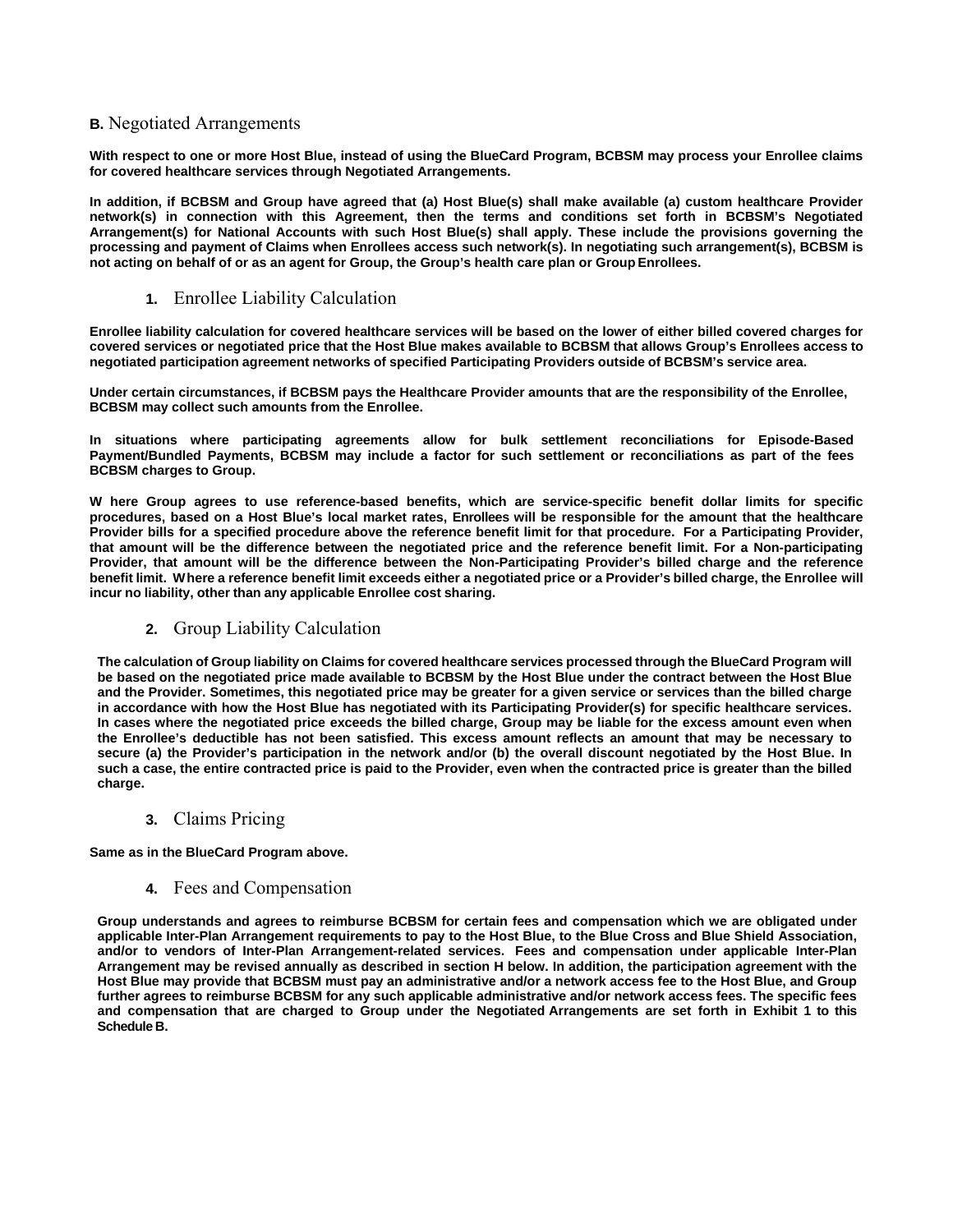## B. Negotiated Arrangements

**With respect to one or more Host Blue, instead of using the BlueCard Program, BCBSM may process your Enrollee claims for covered healthcare services through Negotiated Arrangements.**

**In addition, if BCBSM and Group have agreed that (a) Host Blue(s) shall make available (a) custom healthcare Provider network(s) in connection with this Agreement, then the terms and conditions set forth in BCBSM's Negotiated Arrangement(s) for National Accounts with such Host Blue(s) shall apply. These include the provisions governing the processing and payment of Claims when Enrollees access such network(s). In negotiating such arrangement(s), BCBSM is not acting on behalf of or as an agent for Group, the Group's health care plan or Group Enrollees.**

### 1. Enrollee Liability Calculation

**Enrollee liability calculation for covered healthcare services will be based on the lower of either billed covered charges for covered services or negotiated price that the Host Blue makes available to BCBSM that allows Group's Enrollees access to negotiated participation agreement networks of specified Participating Providers outside of BCBSM's service area.**

**Under certain circumstances, if BCBSM pays the Healthcare Provider amounts that are the responsibility of the Enrollee, BCBSM may collect such amounts from the Enrollee.**

**In situations where participating agreements allow for bulk settlement reconciliations for Episode-Based Payment/Bundled Payments, BCBSM may include a factor for such settlement or reconciliations as part of the fees BCBSM charges to Group.**

**Where Group agrees to use reference-based benefits, which are service-specific benefit dollar limits for specific procedures, based on a Host Blue's local market rates, Enrollees will be responsible for the amount that the healthcare Provider bills for a specified procedure above the reference benefit limit for that procedure. For a Participating Provider, that amount will be the difference between the negotiated price and the reference benefit limit. For a Non-participating Provider, that amount will be the difference between the Non-Participating Provider's billed charge and the reference benefit limit. Where a reference benefit limit exceeds either a negotiated price or a Provider's billed charge, the Enrollee will incur no liability, other than any applicable Enrollee cost sharing.**

### 2. Group Liability Calculation

**The calculation of Group liability on Claims for covered healthcare services processed through the BlueCard Program will be based on the negotiated price made available to BCBSM by the Host Blue under the contract between the Host Blue and the Provider. Sometimes, this negotiated price may be greater for a given service or services than the billed charge in accordance with how the Host Blue has negotiated with its Participating Provider(s) for specific healthcare services. In cases where the negotiated price exceeds the billed charge, Group may be liable for the excess amount even when the Enrollee's deductible has not been satisfied. This excess amount reflects an amount that may be necessary to secure (a) the Provider's participation in the network and/or (b) the overall discount negotiated by the Host Blue. In such a case, the entire contracted price is paid to the Provider, even when the contracted price is greater than the billed charge.**

### 3. Claims Pricing

**Same as in the BlueCard Program above.**

### 4. Fees and Compensation

**Group understands and agrees to reimburse BCBSM for certain fees and compensation which we are obligated under applicable Inter-Plan Arrangement requirements to pay to the Host Blue, to the Blue Cross and Blue Shield Association, and/or to vendors of Inter-Plan Arrangement-related services. Fees and compensation under applicable Inter-Plan Arrangement may be revised annually as described in section H below. In addition, the participation agreement with the Host Blue may provide that BCBSM must pay an administrative and/or a network access fee to the Host Blue, and Group further agrees to reimburse BCBSM for any such applicable administrative and/or network access fees. The specific fees and compensation that are charged to Group under the Negotiated Arrangements are set forth in Exhibit 1 to this Schedule B.**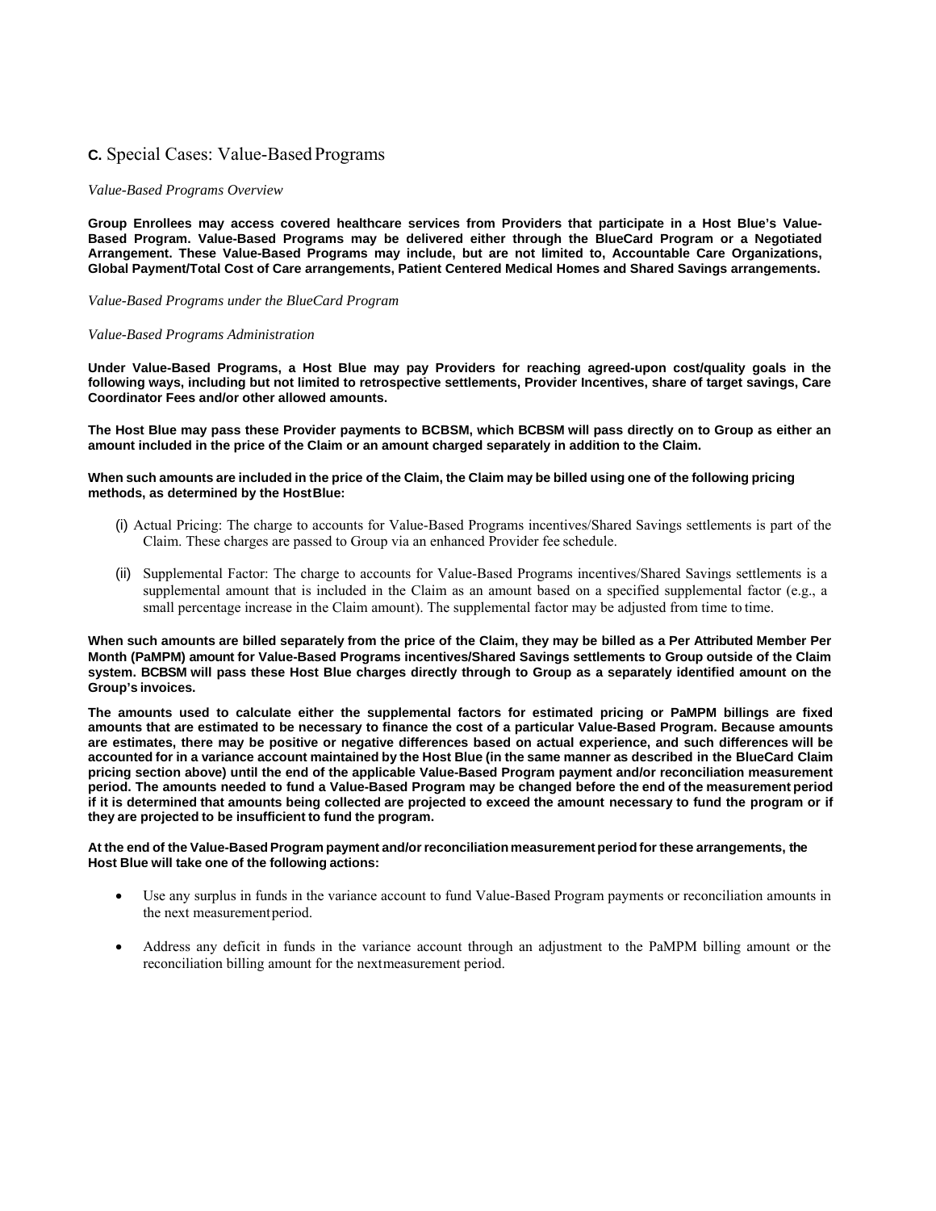## **C.** Special Cases: Value-Based Programs

*Value-Based Programs Overview*

**Group Enrollees may access covered healthcare services from Providers that participate in a Host Blue's Value-Based Program. Value-Based Programs may be delivered either through the BlueCard Program or a Negotiated Arrangement. These Value-Based Programs may include, but are not limited to, Accountable Care Organizations, Global Payment/Total Cost of Care arrangements, Patient Centered Medical Homes and Shared Savings arrangements.**

*Value-Based Programs under the BlueCard Program*

*Value-Based Programs Administration*

**Under Value-Based Programs, a Host Blue may pay Providers for reaching agreed-upon cost/quality goals in the following ways, including but not limited to retrospective settlements, Provider Incentives, share of target savings, Care Coordinator Fees and/or other allowed amounts.**

**The Host Blue may pass these Provider payments to BCBSM, which BCBSM will pass directly on to Group as either an amount included in the price of the Claim or an amount charged separately in addition to the Claim.**

**When such amounts are included in the price of the Claim, the Claim may be billed using one of the following pricing methods, as determined by the Host Blue:**

(i) Actual Pricing: The charge to accounts for Value-Based Programs incentives/Shared Savings settlements is part of the Claim. These charges are passed to Group via an enhanced Provider fee schedule.

(ii) Supplemental Factor: The charge to accounts for Value-Based Programs incentives/Shared Savings settlements is a supplemental amount that is included in the Claim as an amount based on a specified supplemental factor (e.g., a small percentage increase in the Claim amount). The supplemental factor may be adjusted from time to time.

**When such amounts are billed separately from the price of the Claim, they may be billed as a Per Attributed Member Per Month (PaMPM) amount for Value-Based Programs incentives/Shared Savings settlements to Group outside of the Claim system. BCBSM will pass these Host Blue charges directly through to Group as a separately identified amount on the Group's invoices.**

**The amounts used to calculate either the supplemental factors for estimated pricing or PaMPM billings are fixed amounts that are estimated to be necessary to finance the cost of a particular Value-Based Program. Because amounts are estimates, there may be positive or negative differences based on actual experience, and such differences will be accounted for in a variance account maintained by the Host Blue (in the same manner as described in the BlueCard Claim pricing section above) until the end of the applicable Value-Based Program payment and/or reconciliation measurement period. The amounts needed to fund a Value-Based Program may be changed before the end of the measurement period if it is determined that amounts being collected are projected to exceed the amount necessary to fund the program or if they are projected to be insufficient to fund the program.**

**At the end of the Value-Based Program payment and/or reconciliation measurement period for these arrangements, the Host Blue will take one of the following actions:**

- Use any surplus in funds in the variance account to fund Value-Based Program payments or reconciliation amounts in the next measurement period.
- Address any deficit in funds in the variance account through an adjustment to the PaMPM billing amount or the reconciliation billing amount for the next measurement period.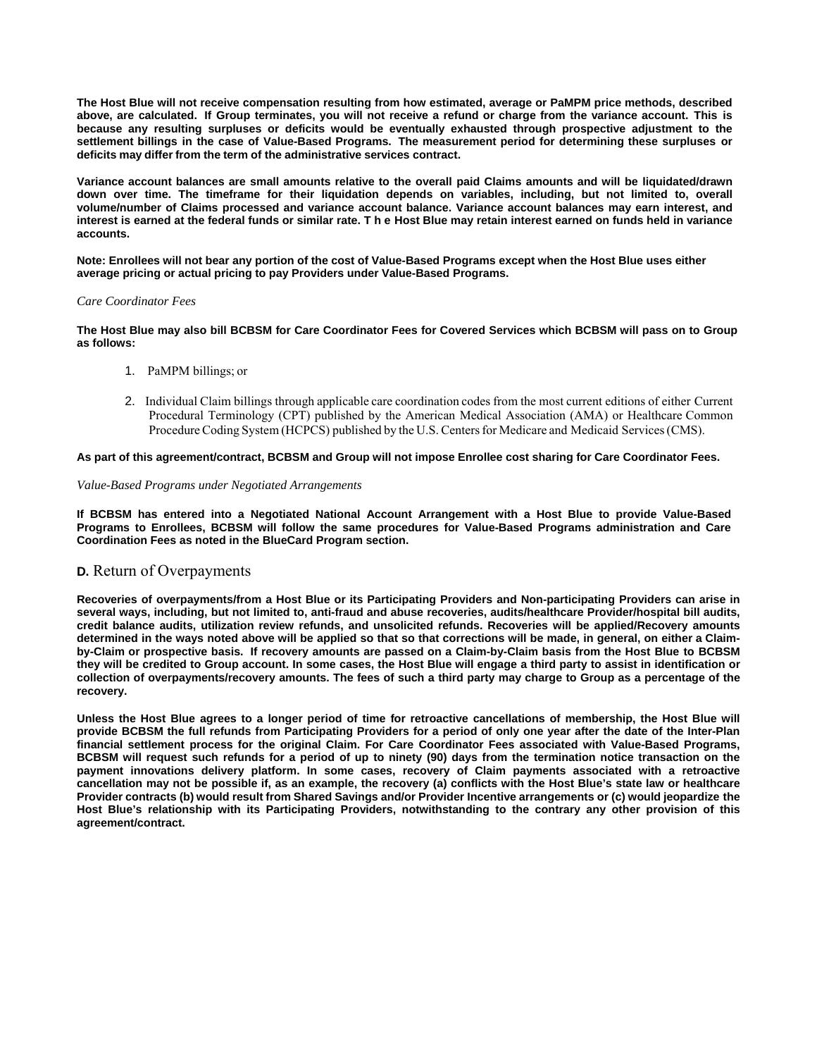**The Host Blue will not receive compensation resulting from how estimated, average or PaMPM price methods, described above, are calculated. If Group terminates, you will not receive a refund or charge from the variance account. This is because any resulting surpluses or deficits would be eventually exhausted through prospective adjustment to the settlement billings in the case of Value-Based Programs. The measurement period for determining these surpluses or deficits may differ from the term of the administrative services contract.**

**Variance account balances are small amounts relative to the overall paid Claims amounts and will be liquidated/drawn down over time. The timeframe for their liquidation depends on variables, including, but not limited to, overall volume/number of Claims processed and variance account balance. Variance account balances may earn interest, and interest is earned at the federal funds or similar rate. T h e Host Blue may retain interest earned on funds held in variance accounts.**

**Note: Enrollees will not bear any portion of the cost of Value-Based Programs except when the Host Blue uses either average pricing or actual pricing to pay Providers under Value-Based Programs.**

*Care Coordinator Fees*

**The Host Blue may also bill BCBSM for Care Coordinator Fees for Covered Services which BCBSM will pass on to Group as follows:**

1. PaMPM billings; or
2. Individual Claim billings through applicable care coordination codes from the most current editions of either Current Procedural Terminology (CPT) published by the American Medical Association (AMA) or Healthcare Common Procedure Coding System (HCPCS) published by the U.S. Centers for Medicare and Medicaid Services (CMS).

**As part of this agreement/contract, BCBSM and Group will not impose Enrollee cost sharing for Care Coordinator Fees.**

*Value-Based Programs under Negotiated Arrangements*

**If BCBSM has entered into a Negotiated National Account Arrangement with a Host Blue to provide Value-Based Programs to Enrollees, BCBSM will follow the same procedures for Value-Based Programs administration and Care Coordination Fees as noted in the BlueCard Program section.**

## D. Return of Overpayments

**Recoveries of overpayments/from a Host Blue or its Participating Providers and Non-participating Providers can arise in several ways, including, but not limited to, anti-fraud and abuse recoveries, audits/healthcare Provider/hospital bill audits, credit balance audits, utilization review refunds, and unsolicited refunds. Recoveries will be applied/Recovery amounts determined in the ways noted above will be applied so that so that corrections will be made, in general, on either a Claim-by-Claim or prospective basis. If recovery amounts are passed on a Claim-by-Claim basis from the Host Blue to BCBSM they will be credited to Group account. In some cases, the Host Blue will engage a third party to assist in identification or collection of overpayments/recovery amounts. The fees of such a third party may charge to Group as a percentage of the recovery.**

**Unless the Host Blue agrees to a longer period of time for retroactive cancellations of membership, the Host Blue will provide BCBSM the full refunds from Participating Providers for a period of only one year after the date of the Inter-Plan financial settlement process for the original Claim. For Care Coordinator Fees associated with Value-Based Programs, BCBSM will request such refunds for a period of up to ninety (90) days from the termination notice transaction on the payment innovations delivery platform. In some cases, recovery of Claim payments associated with a retroactive cancellation may not be possible if, as an example, the recovery (a) conflicts with the Host Blue's state law or healthcare Provider contracts (b) would result from Shared Savings and/or Provider Incentive arrangements or (c) would jeopardize the Host Blue's relationship with its Participating Providers, notwithstanding to the contrary any other provision of this agreement/contract.**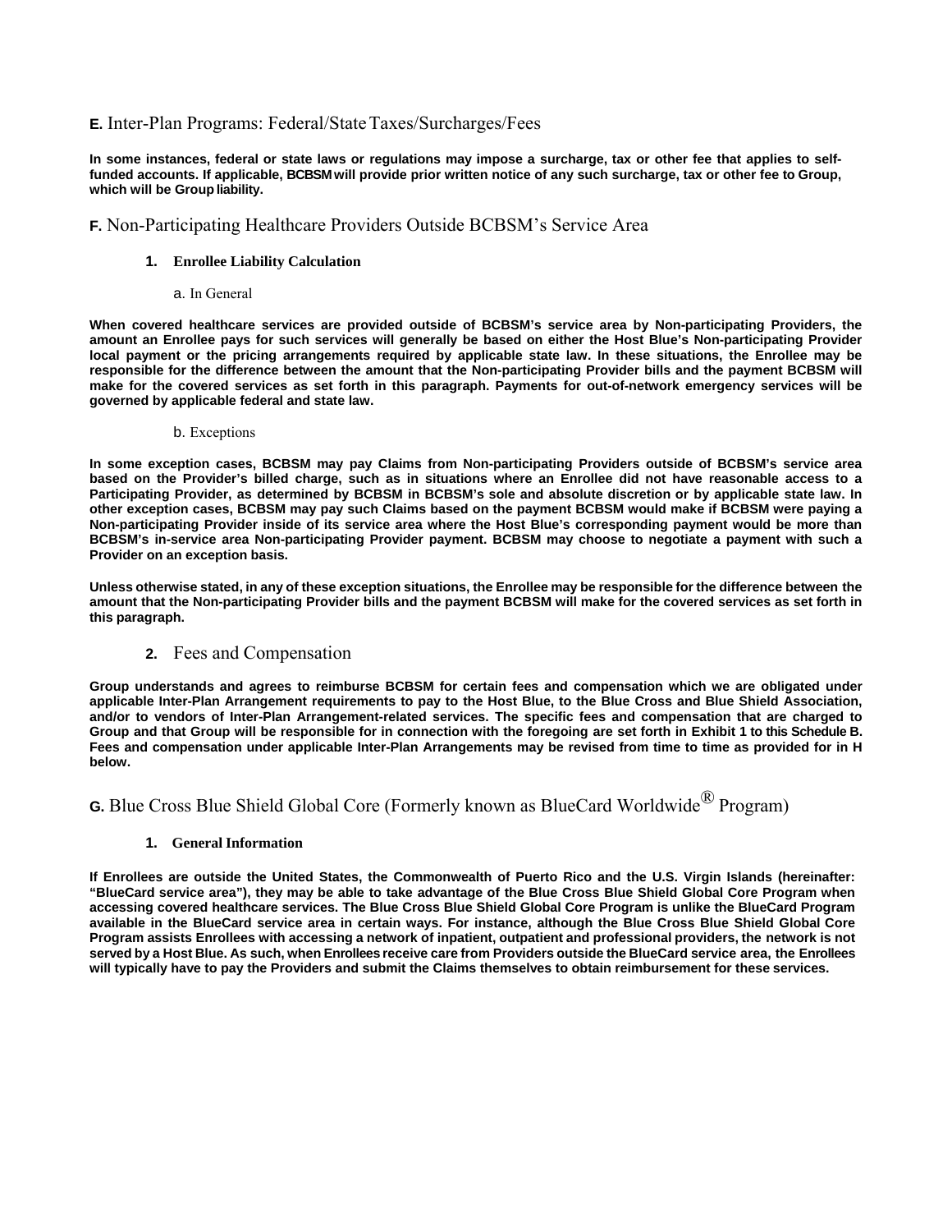## **E.** Inter-Plan Programs: Federal/State Taxes/Surcharges/Fees

**In some instances, federal or state laws or regulations may impose a surcharge, tax or other fee that applies to self-funded accounts. If applicable, BCBSM will provide prior written notice of any such surcharge, tax or other fee to Group, which will be Group liability.**

## **F.** Non-Participating Healthcare Providers Outside BCBSM's Service Area

### **1. Enrollee Liability Calculation**

#### a. In General

**When covered healthcare services are provided outside of BCBSM's service area by Non-participating Providers, the amount an Enrollee pays for such services will generally be based on either the Host Blue's Non-participating Provider local payment or the pricing arrangements required by applicable state law. In these situations, the Enrollee may be responsible for the difference between the amount that the Non-participating Provider bills and the payment BCBSM will make for the covered services as set forth in this paragraph. Payments for out-of-network emergency services will be governed by applicable federal and state law.**

#### b. Exceptions

**In some exception cases, BCBSM may pay Claims from Non-participating Providers outside of BCBSM's service area based on the Provider's billed charge, such as in situations where an Enrollee did not have reasonable access to a Participating Provider, as determined by BCBSM in BCBSM's sole and absolute discretion or by applicable state law. In other exception cases, BCBSM may pay such Claims based on the payment BCBSM would make if BCBSM were paying a Non-participating Provider inside of its service area where the Host Blue's corresponding payment would be more than BCBSM's in-service area Non-participating Provider payment. BCBSM may choose to negotiate a payment with such a Provider on an exception basis.**

**Unless otherwise stated, in any of these exception situations, the Enrollee may be responsible for the difference between the amount that the Non-participating Provider bills and the payment BCBSM will make for the covered services as set forth in this paragraph.**

### **2.** Fees and Compensation

**Group understands and agrees to reimburse BCBSM for certain fees and compensation which we are obligated under applicable Inter-Plan Arrangement requirements to pay to the Host Blue, to the Blue Cross and Blue Shield Association, and/or to vendors of Inter-Plan Arrangement-related services. The specific fees and compensation that are charged to Group and that Group will be responsible for in connection with the foregoing are set forth in Exhibit 1 to this Schedule B. Fees and compensation under applicable Inter-Plan Arrangements may be revised from time to time as provided for in H below.**

## **G.** Blue Cross Blue Shield Global Core (Formerly known as BlueCard Worldwide® Program)

### **1. General Information**

**If Enrollees are outside the United States, the Commonwealth of Puerto Rico and the U.S. Virgin Islands (hereinafter: "BlueCard service area"), they may be able to take advantage of the Blue Cross Blue Shield Global Core Program when accessing covered healthcare services. The Blue Cross Blue Shield Global Core Program is unlike the BlueCard Program available in the BlueCard service area in certain ways. For instance, although the Blue Cross Blue Shield Global Core Program assists Enrollees with accessing a network of inpatient, outpatient and professional providers, the network is not served by a Host Blue. As such, when Enrollees receive care from Providers outside the BlueCard service area, the Enrollees will typically have to pay the Providers and submit the Claims themselves to obtain reimbursement for these services.**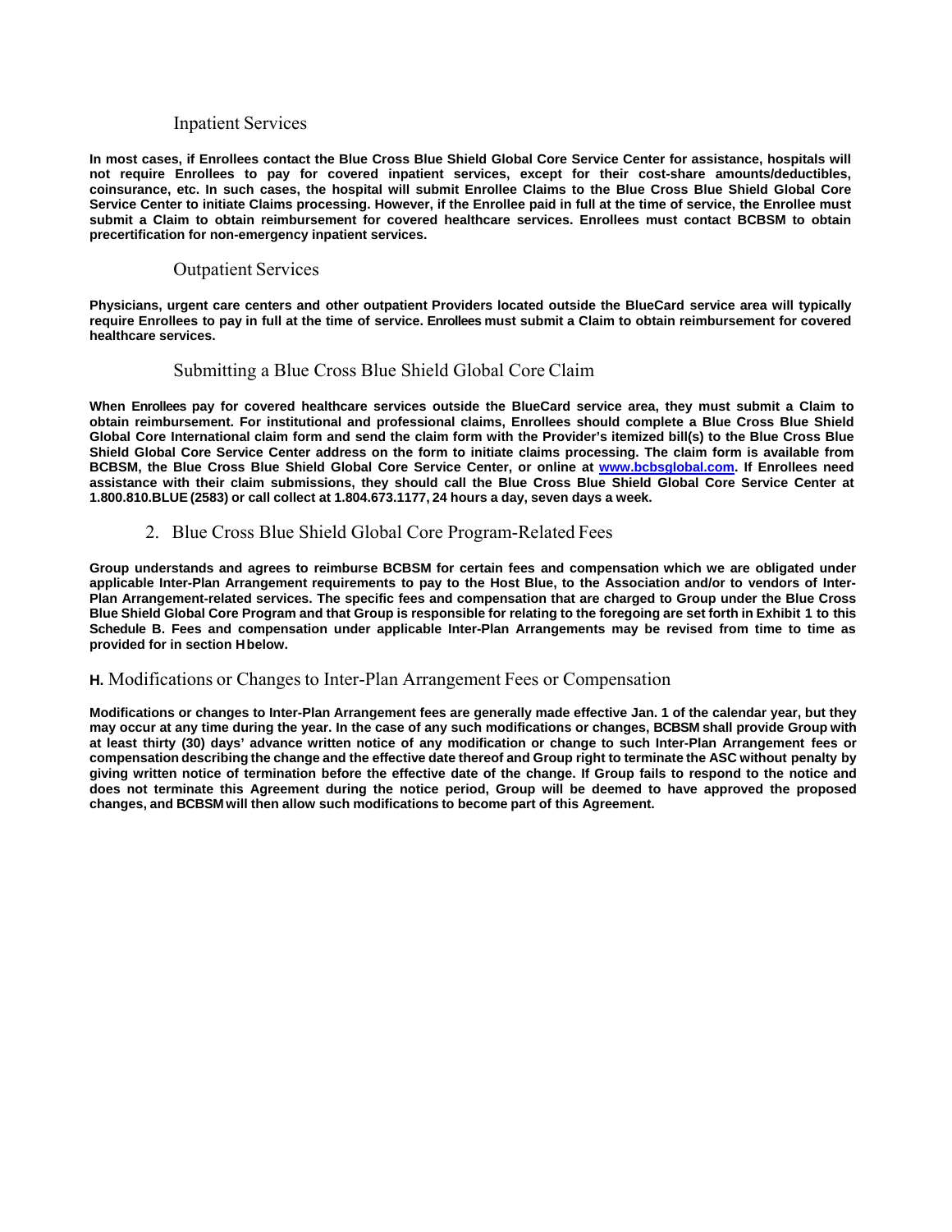#### Inpatient Services

**In most cases, if Enrollees contact the Blue Cross Blue Shield Global Core Service Center for assistance, hospitals will not require Enrollees to pay for covered inpatient services, except for their cost-share amounts/deductibles, coinsurance, etc. In such cases, the hospital will submit Enrollee Claims to the Blue Cross Blue Shield Global Core Service Center to initiate Claims processing. However, if the Enrollee paid in full at the time of service, the Enrollee must submit a Claim to obtain reimbursement for covered healthcare services. Enrollees must contact BCBSM to obtain precertification for non-emergency inpatient services.**

#### Outpatient Services

**Physicians, urgent care centers and other outpatient Providers located outside the BlueCard service area will typically require Enrollees to pay in full at the time of service. Enrollees must submit a Claim to obtain reimbursement for covered healthcare services.**

#### Submitting a Blue Cross Blue Shield Global Core Claim

**When Enrollees pay for covered healthcare services outside the BlueCard service area, they must submit a Claim to obtain reimbursement. For institutional and professional claims, Enrollees should complete a Blue Cross Blue Shield Global Core International claim form and send the claim form with the Provider's itemized bill(s) to the Blue Cross Blue Shield Global Core Service Center address on the form to initiate claims processing. The claim form is available from BCBSM, the Blue Cross Blue Shield Global Core Service Center, or online at [www.bcbsglobal.com](http://www.bcbsglobal.com). If Enrollees need assistance with their claim submissions, they should call the Blue Cross Blue Shield Global Core Service Center at 1.800.810.BLUE (2583) or call collect at 1.804.673.1177, 24 hours a day, seven days a week.**

### 2. Blue Cross Blue Shield Global Core Program-Related Fees

**Group understands and agrees to reimburse BCBSM for certain fees and compensation which we are obligated under applicable Inter-Plan Arrangement requirements to pay to the Host Blue, to the Association and/or to vendors of Inter-Plan Arrangement-related services. The specific fees and compensation that are charged to Group under the Blue Cross Blue Shield Global Core Program and that Group is responsible for relating to the foregoing are set forth in Exhibit 1 to this Schedule B. Fees and compensation under applicable Inter-Plan Arrangements may be revised from time to time as provided for in section H below.**

## H. Modifications or Changes to Inter-Plan Arrangement Fees or Compensation

**Modifications or changes to Inter-Plan Arrangement fees are generally made effective Jan. 1 of the calendar year, but they may occur at any time during the year. In the case of any such modifications or changes, BCBSM shall provide Group with at least thirty (30) days' advance written notice of any modification or change to such Inter-Plan Arrangement fees or compensation describing the change and the effective date thereof and Group right to terminate the ASC without penalty by giving written notice of termination before the effective date of the change. If Group fails to respond to the notice and does not terminate this Agreement during the notice period, Group will be deemed to have approved the proposed changes, and BCBSM will then allow such modifications to become part of this Agreement.**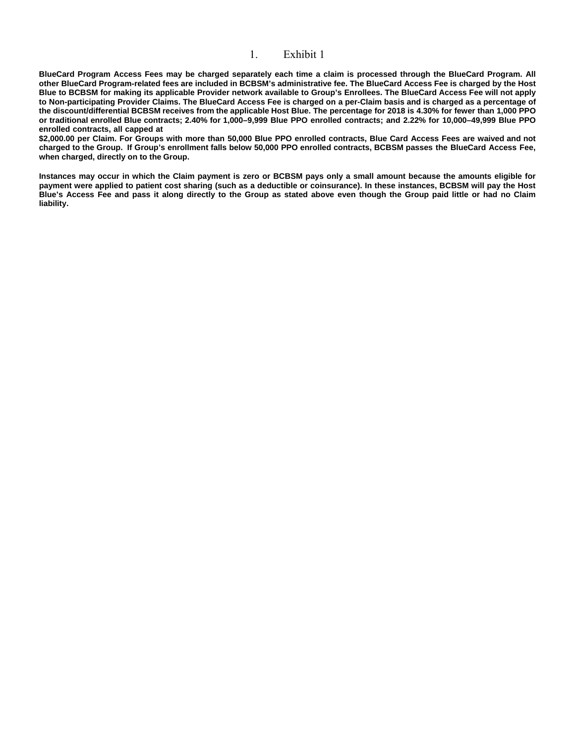1. Exhibit 1

**BlueCard Program Access Fees may be charged separately each time a claim is processed through the BlueCard Program. All other BlueCard Program-related fees are included in BCBSM's administrative fee. The BlueCard Access Fee is charged by the Host Blue to BCBSM for making its applicable Provider network available to Group's Enrollees. The BlueCard Access Fee will not apply to Non-participating Provider Claims. The BlueCard Access Fee is charged on a per-Claim basis and is charged as a percentage of the discount/differential BCBSM receives from the applicable Host Blue. The percentage for 2018 is 4.30% for fewer than 1,000 PPO or traditional enrolled Blue contracts; 2.40% for 1,000–9,999 Blue PPO enrolled contracts; and 2.22% for 10,000–49,999 Blue PPO enrolled contracts, all capped at**

**$2,000.00 per Claim. For Groups with more than 50,000 Blue PPO enrolled contracts, Blue Card Access Fees are waived and not charged to the Group. If Group's enrollment falls below 50,000 PPO enrolled contracts, BCBSM passes the BlueCard Access Fee, when charged, directly on to the Group.**

**Instances may occur in which the Claim payment is zero or BCBSM pays only a small amount because the amounts eligible for payment were applied to patient cost sharing (such as a deductible or coinsurance). In these instances, BCBSM will pay the Host Blue's Access Fee and pass it along directly to the Group as stated above even though the Group paid little or had no Claim liability.**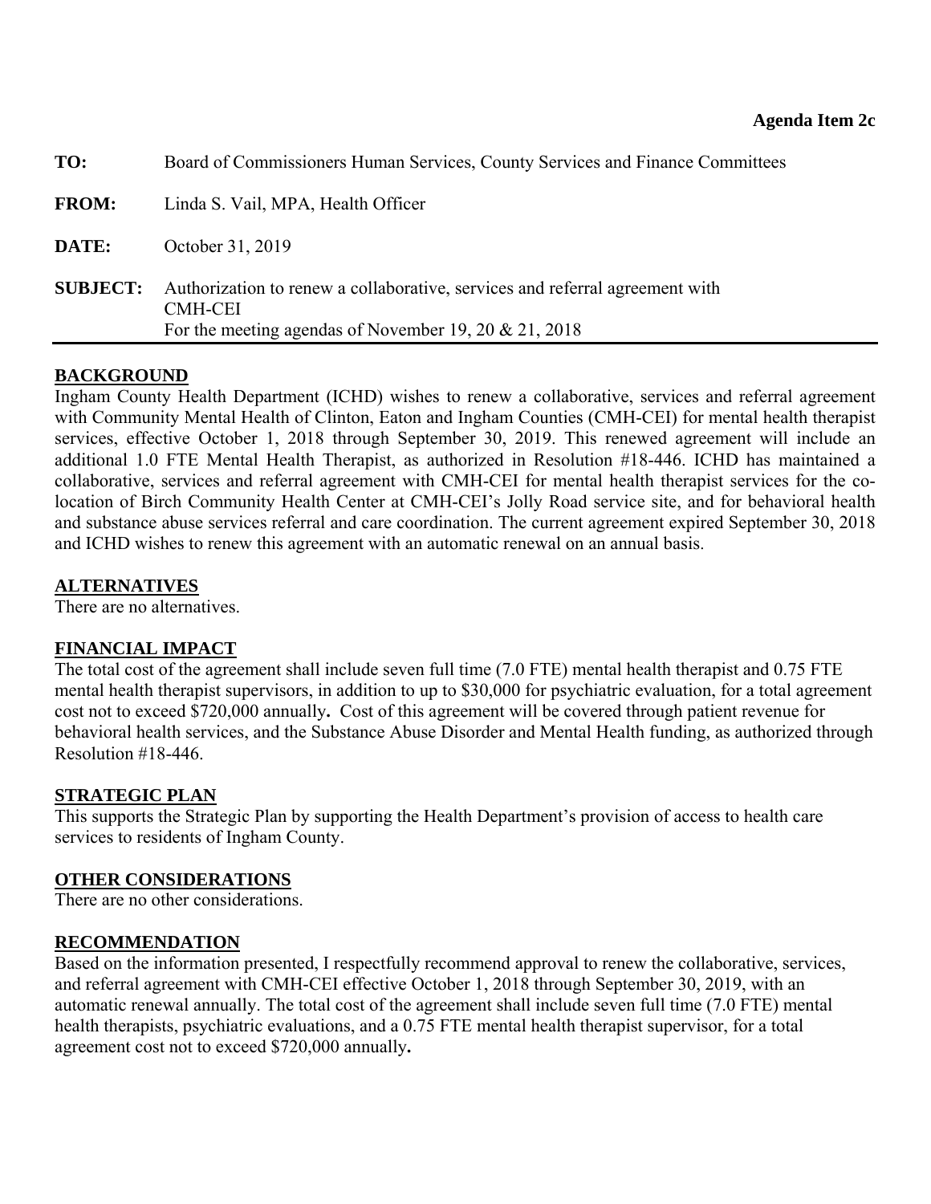**Agenda Item 2c**

| | |
|---|---|
| **TO:** | Board of Commissioners Human Services, County Services and Finance Committees |
| **FROM:** | Linda S. Vail, MPA, Health Officer |
| **DATE:** | October 31, 2019 |
| **SUBJECT:** | Authorization to renew a collaborative, services and referral agreement with CMH-CEI<br>For the meeting agendas of November 19, 20 & 21, 2018 |

## BACKGROUND

Ingham County Health Department (ICHD) wishes to renew a collaborative, services and referral agreement with Community Mental Health of Clinton, Eaton and Ingham Counties (CMH-CEI) for mental health therapist services, effective October 1, 2018 through September 30, 2019. This renewed agreement will include an additional 1.0 FTE Mental Health Therapist, as authorized in Resolution #18-446. ICHD has maintained a collaborative, services and referral agreement with CMH-CEI for mental health therapist services for the co-location of Birch Community Health Center at CMH-CEI's Jolly Road service site, and for behavioral health and substance abuse services referral and care coordination. The current agreement expired September 30, 2018 and ICHD wishes to renew this agreement with an automatic renewal on an annual basis.

## ALTERNATIVES

There are no alternatives.

## FINANCIAL IMPACT

The total cost of the agreement shall include seven full time (7.0 FTE) mental health therapist and 0.75 FTE mental health therapist supervisors, in addition to up to $30,000 for psychiatric evaluation, for a total agreement cost not to exceed $720,000 annually**.** Cost of this agreement will be covered through patient revenue for behavioral health services, and the Substance Abuse Disorder and Mental Health funding, as authorized through Resolution #18-446.

## STRATEGIC PLAN

This supports the Strategic Plan by supporting the Health Department's provision of access to health care services to residents of Ingham County.

## OTHER CONSIDERATIONS

There are no other considerations.

## RECOMMENDATION

Based on the information presented, I respectfully recommend approval to renew the collaborative, services, and referral agreement with CMH-CEI effective October 1, 2018 through September 30, 2019, with an automatic renewal annually. The total cost of the agreement shall include seven full time (7.0 FTE) mental health therapists, psychiatric evaluations, and a 0.75 FTE mental health therapist supervisor, for a total agreement cost not to exceed $720,000 annually**.**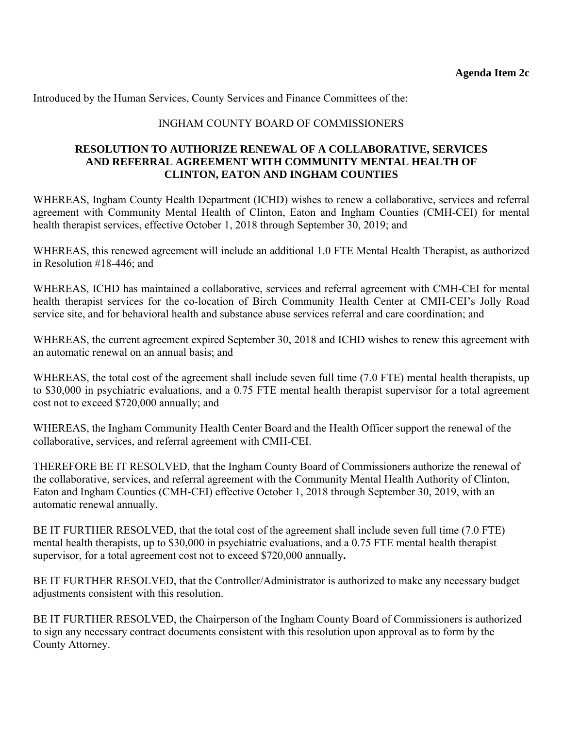**Agenda Item 2c**

Introduced by the Human Services, County Services and Finance Committees of the:

INGHAM COUNTY BOARD OF COMMISSIONERS

**RESOLUTION TO AUTHORIZE RENEWAL OF A COLLABORATIVE, SERVICES AND REFERRAL AGREEMENT WITH COMMUNITY MENTAL HEALTH OF CLINTON, EATON AND INGHAM COUNTIES**

WHEREAS, Ingham County Health Department (ICHD) wishes to renew a collaborative, services and referral agreement with Community Mental Health of Clinton, Eaton and Ingham Counties (CMH-CEI) for mental health therapist services, effective October 1, 2018 through September 30, 2019; and

WHEREAS, this renewed agreement will include an additional 1.0 FTE Mental Health Therapist, as authorized in Resolution #18-446; and

WHEREAS, ICHD has maintained a collaborative, services and referral agreement with CMH-CEI for mental health therapist services for the co-location of Birch Community Health Center at CMH-CEI's Jolly Road service site, and for behavioral health and substance abuse services referral and care coordination; and

WHEREAS, the current agreement expired September 30, 2018 and ICHD wishes to renew this agreement with an automatic renewal on an annual basis; and

WHEREAS, the total cost of the agreement shall include seven full time (7.0 FTE) mental health therapists, up to $30,000 in psychiatric evaluations, and a 0.75 FTE mental health therapist supervisor for a total agreement cost not to exceed $720,000 annually; and

WHEREAS, the Ingham Community Health Center Board and the Health Officer support the renewal of the collaborative, services, and referral agreement with CMH-CEI.

THEREFORE BE IT RESOLVED, that the Ingham County Board of Commissioners authorize the renewal of the collaborative, services, and referral agreement with the Community Mental Health Authority of Clinton, Eaton and Ingham Counties (CMH-CEI) effective October 1, 2018 through September 30, 2019, with an automatic renewal annually.

BE IT FURTHER RESOLVED, that the total cost of the agreement shall include seven full time (7.0 FTE) mental health therapists, up to $30,000 in psychiatric evaluations, and a 0.75 FTE mental health therapist supervisor, for a total agreement cost not to exceed $720,000 annually**.**

BE IT FURTHER RESOLVED, that the Controller/Administrator is authorized to make any necessary budget adjustments consistent with this resolution.

BE IT FURTHER RESOLVED, the Chairperson of the Ingham County Board of Commissioners is authorized to sign any necessary contract documents consistent with this resolution upon approval as to form by the County Attorney.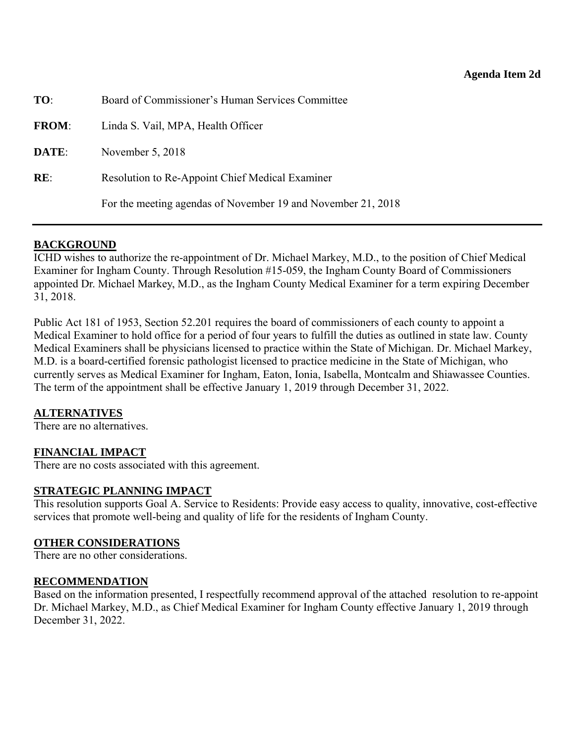**Agenda Item 2d**

**TO**: Board of Commissioner's Human Services Committee

**FROM**: Linda S. Vail, MPA, Health Officer

**DATE**: November 5, 2018

**RE**: Resolution to Re-Appoint Chief Medical Examiner

For the meeting agendas of November 19 and November 21, 2018

---

**BACKGROUND**

ICHD wishes to authorize the re-appointment of Dr. Michael Markey, M.D., to the position of Chief Medical Examiner for Ingham County. Through Resolution #15-059, the Ingham County Board of Commissioners appointed Dr. Michael Markey, M.D., as the Ingham County Medical Examiner for a term expiring December 31, 2018.

Public Act 181 of 1953, Section 52.201 requires the board of commissioners of each county to appoint a Medical Examiner to hold office for a period of four years to fulfill the duties as outlined in state law. County Medical Examiners shall be physicians licensed to practice within the State of Michigan. Dr. Michael Markey, M.D. is a board-certified forensic pathologist licensed to practice medicine in the State of Michigan, who currently serves as Medical Examiner for Ingham, Eaton, Ionia, Isabella, Montcalm and Shiawassee Counties. The term of the appointment shall be effective January 1, 2019 through December 31, 2022.

**ALTERNATIVES**

There are no alternatives.

**FINANCIAL IMPACT**

There are no costs associated with this agreement.

**STRATEGIC PLANNING IMPACT**

This resolution supports Goal A. Service to Residents: Provide easy access to quality, innovative, cost-effective services that promote well-being and quality of life for the residents of Ingham County.

**OTHER CONSIDERATIONS**

There are no other considerations.

**RECOMMENDATION**

Based on the information presented, I respectfully recommend approval of the attached resolution to re-appoint Dr. Michael Markey, M.D., as Chief Medical Examiner for Ingham County effective January 1, 2019 through December 31, 2022.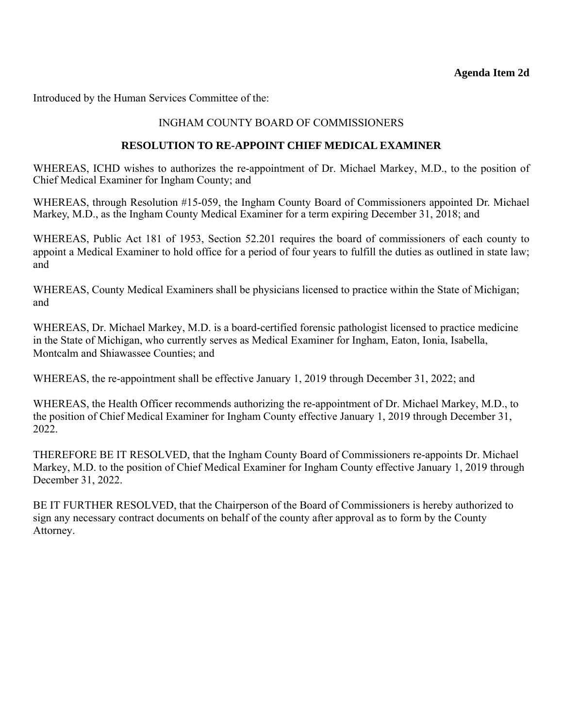**Agenda Item 2d**

Introduced by the Human Services Committee of the:

INGHAM COUNTY BOARD OF COMMISSIONERS

**RESOLUTION TO RE-APPOINT CHIEF MEDICAL EXAMINER**

WHEREAS, ICHD wishes to authorizes the re-appointment of Dr. Michael Markey, M.D., to the position of Chief Medical Examiner for Ingham County; and

WHEREAS, through Resolution #15-059, the Ingham County Board of Commissioners appointed Dr. Michael Markey, M.D., as the Ingham County Medical Examiner for a term expiring December 31, 2018; and

WHEREAS, Public Act 181 of 1953, Section 52.201 requires the board of commissioners of each county to appoint a Medical Examiner to hold office for a period of four years to fulfill the duties as outlined in state law; and

WHEREAS, County Medical Examiners shall be physicians licensed to practice within the State of Michigan; and

WHEREAS, Dr. Michael Markey, M.D. is a board-certified forensic pathologist licensed to practice medicine in the State of Michigan, who currently serves as Medical Examiner for Ingham, Eaton, Ionia, Isabella, Montcalm and Shiawassee Counties; and

WHEREAS, the re-appointment shall be effective January 1, 2019 through December 31, 2022; and

WHEREAS, the Health Officer recommends authorizing the re-appointment of Dr. Michael Markey, M.D., to the position of Chief Medical Examiner for Ingham County effective January 1, 2019 through December 31, 2022.

THEREFORE BE IT RESOLVED, that the Ingham County Board of Commissioners re-appoints Dr. Michael Markey, M.D. to the position of Chief Medical Examiner for Ingham County effective January 1, 2019 through December 31, 2022.

BE IT FURTHER RESOLVED, that the Chairperson of the Board of Commissioners is hereby authorized to sign any necessary contract documents on behalf of the county after approval as to form by the County Attorney.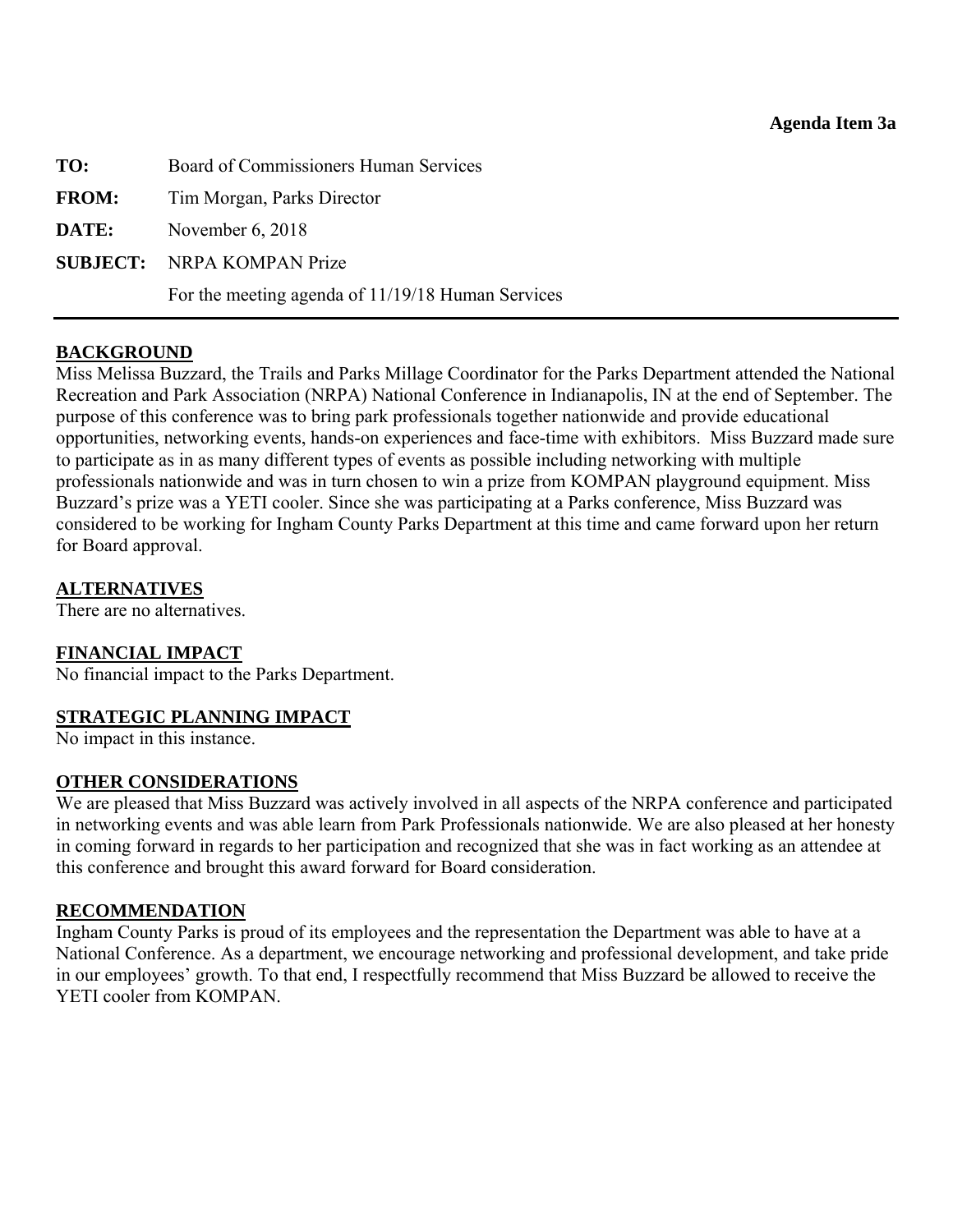**Agenda Item 3a**

| | |
|---|---|
| **TO:** | Board of Commissioners Human Services |
| **FROM:** | Tim Morgan, Parks Director |
| **DATE:** | November 6, 2018 |
| **SUBJECT:** | NRPA KOMPAN Prize |
| | For the meeting agenda of 11/19/18 Human Services |

---

## BACKGROUND

Miss Melissa Buzzard, the Trails and Parks Millage Coordinator for the Parks Department attended the National Recreation and Park Association (NRPA) National Conference in Indianapolis, IN at the end of September. The purpose of this conference was to bring park professionals together nationwide and provide educational opportunities, networking events, hands-on experiences and face-time with exhibitors. Miss Buzzard made sure to participate as in as many different types of events as possible including networking with multiple professionals nationwide and was in turn chosen to win a prize from KOMPAN playground equipment. Miss Buzzard's prize was a YETI cooler. Since she was participating at a Parks conference, Miss Buzzard was considered to be working for Ingham County Parks Department at this time and came forward upon her return for Board approval.

## ALTERNATIVES

There are no alternatives.

## FINANCIAL IMPACT

No financial impact to the Parks Department.

## STRATEGIC PLANNING IMPACT

No impact in this instance.

## OTHER CONSIDERATIONS

We are pleased that Miss Buzzard was actively involved in all aspects of the NRPA conference and participated in networking events and was able learn from Park Professionals nationwide. We are also pleased at her honesty in coming forward in regards to her participation and recognized that she was in fact working as an attendee at this conference and brought this award forward for Board consideration.

## RECOMMENDATION

Ingham County Parks is proud of its employees and the representation the Department was able to have at a National Conference. As a department, we encourage networking and professional development, and take pride in our employees' growth. To that end, I respectfully recommend that Miss Buzzard be allowed to receive the YETI cooler from KOMPAN.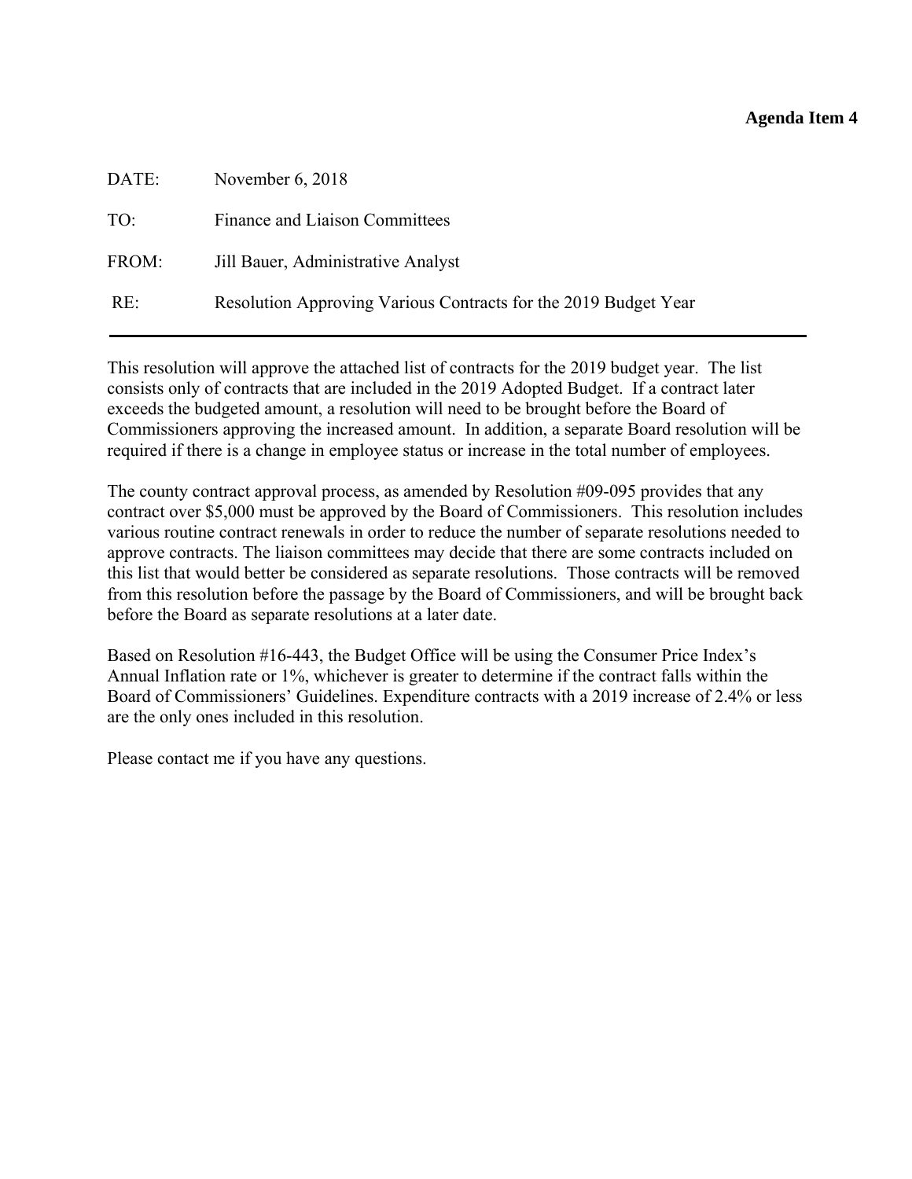**Agenda Item 4**

DATE: November 6, 2018

TO: Finance and Liaison Committees

FROM: Jill Bauer, Administrative Analyst

RE: Resolution Approving Various Contracts for the 2019 Budget Year

---

This resolution will approve the attached list of contracts for the 2019 budget year. The list consists only of contracts that are included in the 2019 Adopted Budget. If a contract later exceeds the budgeted amount, a resolution will need to be brought before the Board of Commissioners approving the increased amount. In addition, a separate Board resolution will be required if there is a change in employee status or increase in the total number of employees.

The county contract approval process, as amended by Resolution #09-095 provides that any contract over $5,000 must be approved by the Board of Commissioners. This resolution includes various routine contract renewals in order to reduce the number of separate resolutions needed to approve contracts. The liaison committees may decide that there are some contracts included on this list that would better be considered as separate resolutions. Those contracts will be removed from this resolution before the passage by the Board of Commissioners, and will be brought back before the Board as separate resolutions at a later date.

Based on Resolution #16-443, the Budget Office will be using the Consumer Price Index's Annual Inflation rate or 1%, whichever is greater to determine if the contract falls within the Board of Commissioners' Guidelines. Expenditure contracts with a 2019 increase of 2.4% or less are the only ones included in this resolution.

Please contact me if you have any questions.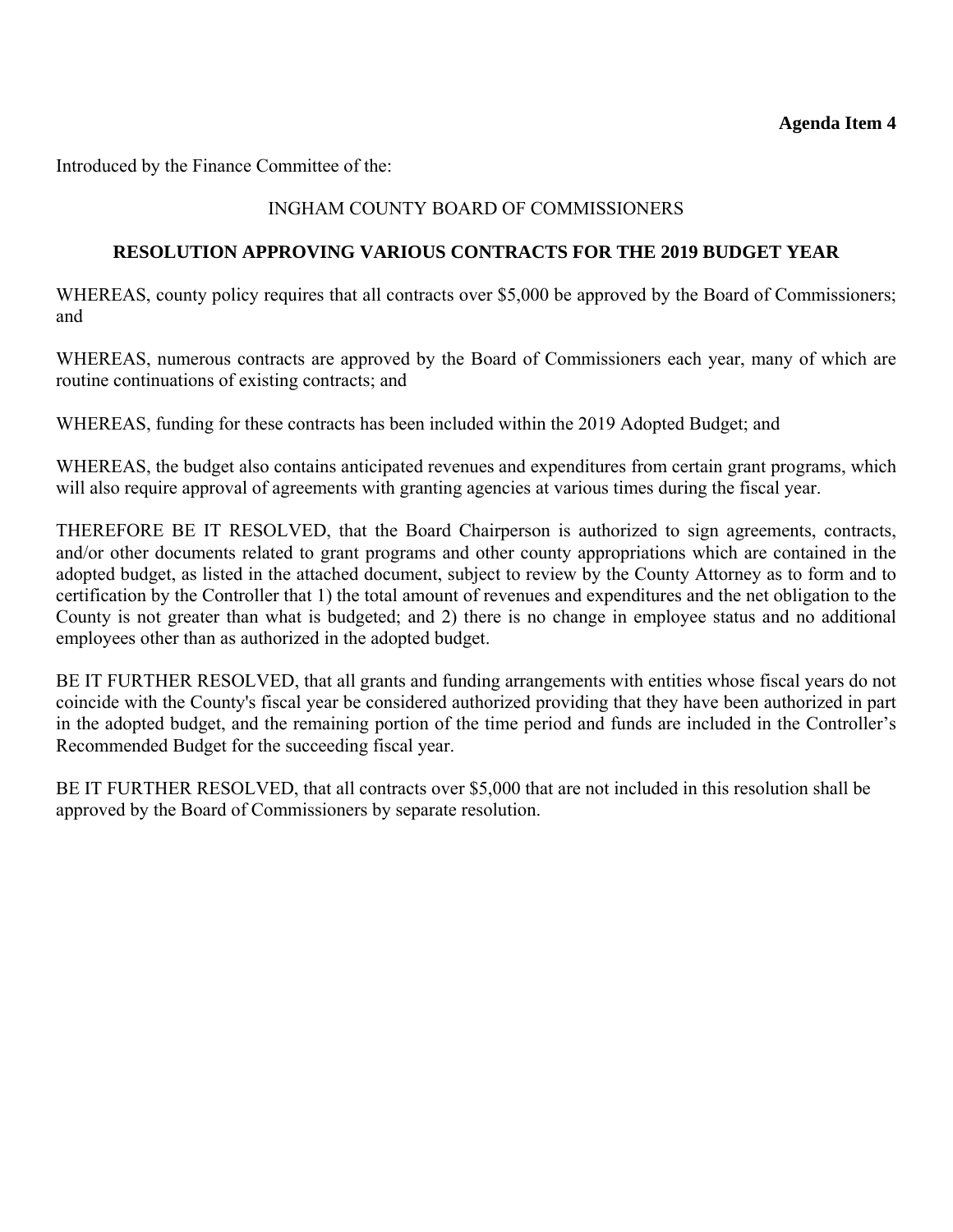**Agenda Item 4**

Introduced by the Finance Committee of the:

INGHAM COUNTY BOARD OF COMMISSIONERS

## RESOLUTION APPROVING VARIOUS CONTRACTS FOR THE 2019 BUDGET YEAR

WHEREAS, county policy requires that all contracts over $5,000 be approved by the Board of Commissioners; and

WHEREAS, numerous contracts are approved by the Board of Commissioners each year, many of which are routine continuations of existing contracts; and

WHEREAS, funding for these contracts has been included within the 2019 Adopted Budget; and

WHEREAS, the budget also contains anticipated revenues and expenditures from certain grant programs, which will also require approval of agreements with granting agencies at various times during the fiscal year.

THEREFORE BE IT RESOLVED, that the Board Chairperson is authorized to sign agreements, contracts, and/or other documents related to grant programs and other county appropriations which are contained in the adopted budget, as listed in the attached document, subject to review by the County Attorney as to form and to certification by the Controller that 1) the total amount of revenues and expenditures and the net obligation to the County is not greater than what is budgeted; and 2) there is no change in employee status and no additional employees other than as authorized in the adopted budget.

BE IT FURTHER RESOLVED, that all grants and funding arrangements with entities whose fiscal years do not coincide with the County's fiscal year be considered authorized providing that they have been authorized in part in the adopted budget, and the remaining portion of the time period and funds are included in the Controller's Recommended Budget for the succeeding fiscal year.

BE IT FURTHER RESOLVED, that all contracts over $5,000 that are not included in this resolution shall be approved by the Board of Commissioners by separate resolution.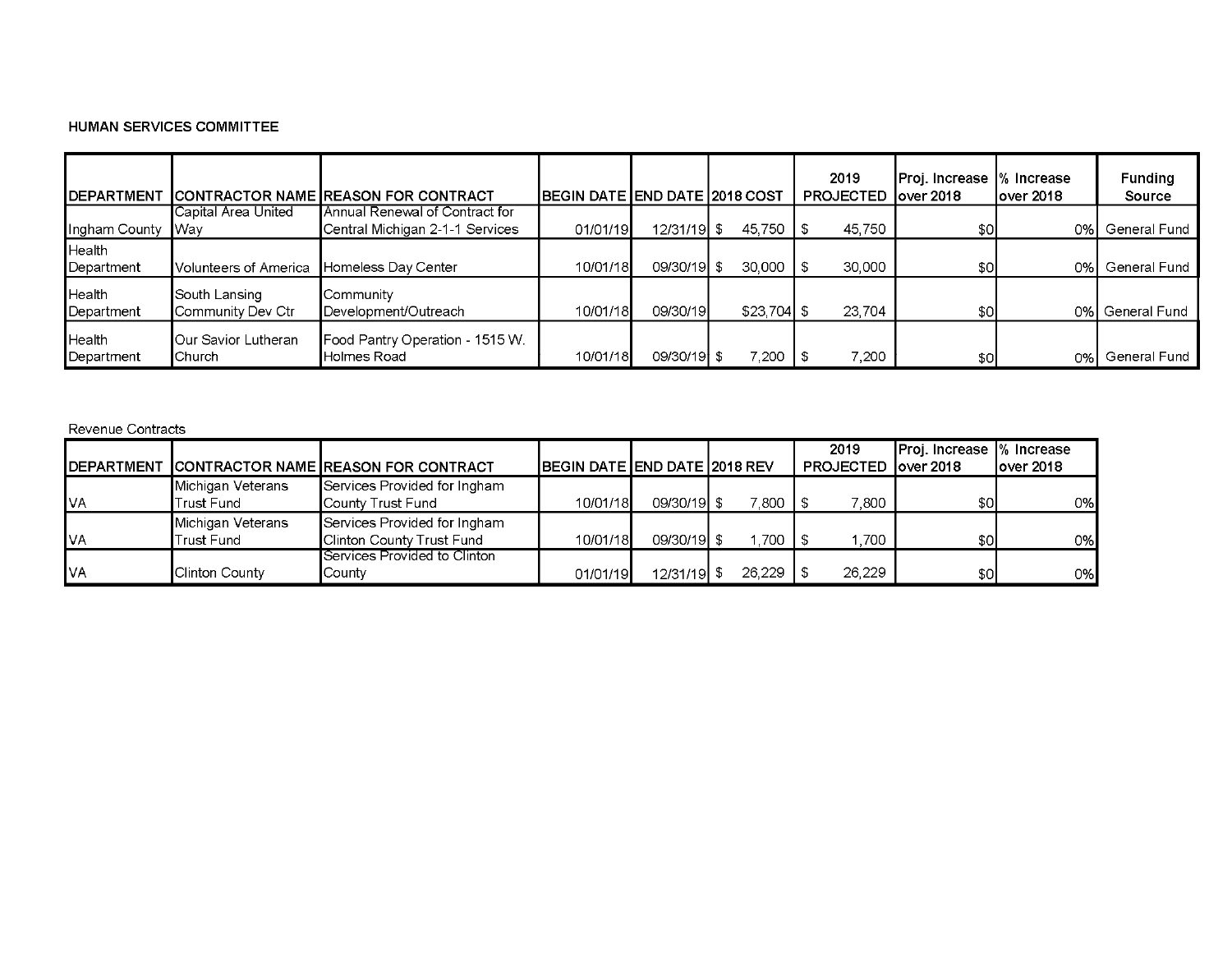HUMAN SERVICES COMMITTEE

| DEPARTMENT | CONTRACTOR NAME | REASON FOR CONTRACT | BEGIN DATE | END DATE | 2018 COST | 2019 PROJECTED | Proj. Increase over 2018 | % Increase over 2018 | Funding Source |
|---|---|---|---|---|---|---|---|---|---|
| Ingham County | Capital Area United Way | Annual Renewal of Contract for Central Michigan 2-1-1 Services | 01/01/19 | 12/31/19 | $ 45,750 | $ 45,750 | $0 | 0% | General Fund |
| Health Department | Volunteers of America | Homeless Day Center | 10/01/18 | 09/30/19 | $ 30,000 | $ 30,000 | $0 | 0% | General Fund |
| Health Department | South Lansing Community Dev Ctr | Community Development/Outreach | 10/01/18 | 09/30/19 | $23,704 | $ 23,704 | $0 | 0% | General Fund |
| Health Department | Our Savior Lutheran Church | Food Pantry Operation - 1515 W. Holmes Road | 10/01/18 | 09/30/19 | $ 7,200 | $ 7,200 | $0 | 0% | General Fund |

Revenue Contracts

| DEPARTMENT | CONTRACTOR NAME | REASON FOR CONTRACT | BEGIN DATE | END DATE | 2018 REV | 2019 PROJECTED | Proj. Increase over 2018 | % Increase over 2018 |
|---|---|---|---|---|---|---|---|---|
| VA | Michigan Veterans Trust Fund | Services Provided for Ingham County Trust Fund | 10/01/18 | 09/30/19 | $ 7,800 | $ 7,800 | $0 | 0% |
| VA | Michigan Veterans Trust Fund | Services Provided for Ingham Clinton County Trust Fund | 10/01/18 | 09/30/19 | $ 1,700 | $ 1,700 | $0 | 0% |
| VA | Clinton County | Services Provided to Clinton County | 01/01/19 | 12/31/19 | $ 26,229 | $ 26,229 | $0 | 0% |